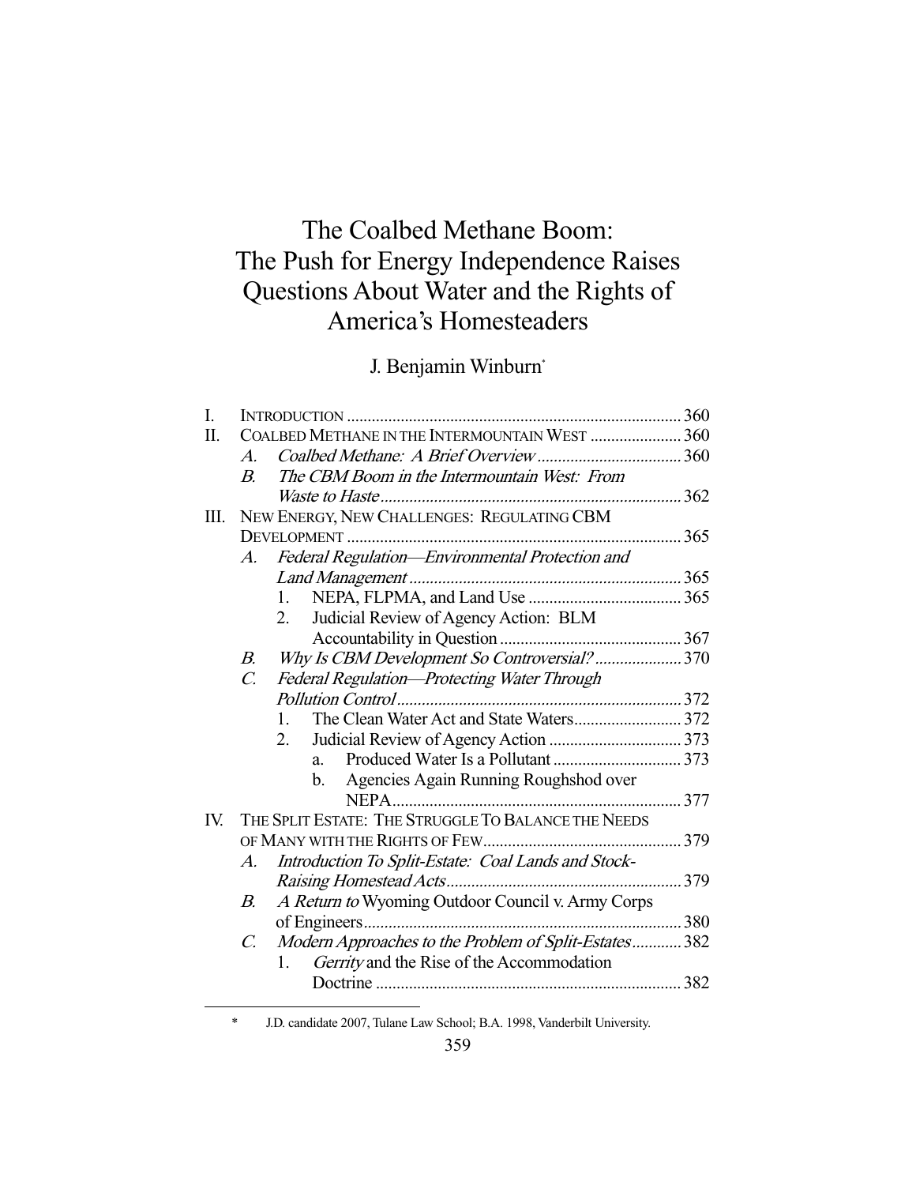# The Coalbed Methane Boom: The Push for Energy Independence Raises Questions About Water and the Rights of America's Homesteaders

J. Benjamin Winburn*

I. INTRODUCTION ................................................................................ 360

II. COALBED METHANE IN THE INTERMOUNTAIN WEST ...................... 360

- A. *Coalbed Methane: A Brief Overview* ................................... 360
- B. *The CBM Boom in the Intermountain West: From Waste to Haste* ........................................................................ 362

III. NEW ENERGY, NEW CHALLENGES: REGULATING CBM DEVELOPMENT ................................................................................ 365

- A. *Federal Regulation—Environmental Protection and Land Management* ................................................................. 365
  1. NEPA, FLPMA, and Land Use ..................................... 365
  2. Judicial Review of Agency Action: BLM Accountability in Question ........................................... 367
- B. *Why Is CBM Development So Controversial?* ..................... 370
- C. *Federal Regulation—Protecting Water Through Pollution Control* .................................................................... 372
  1. The Clean Water Act and State Waters.......................... 372
  2. Judicial Review of Agency Action ................................ 373
     - a. Produced Water Is a Pollutant ............................... 373
     - b. Agencies Again Running Roughshod over NEPA...................................................................... 377

IV. THE SPLIT ESTATE: THE STRUGGLE TO BALANCE THE NEEDS OF MANY WITH THE RIGHTS OF FEW................................................ 379

- A. *Introduction To Split-Estate: Coal Lands and Stock-Raising Homestead Acts*......................................................... 379
- B. *A Return to* Wyoming Outdoor Council v. Army Corps of Engineers............................................................................ 380
- C. *Modern Approaches to the Problem of Split-Estates*............ 382
  1. *Gerrity* and the Rise of the Accommodation Doctrine .......................................................................... 382

\* J.D. candidate 2007, Tulane Law School; B.A. 1998, Vanderbilt University.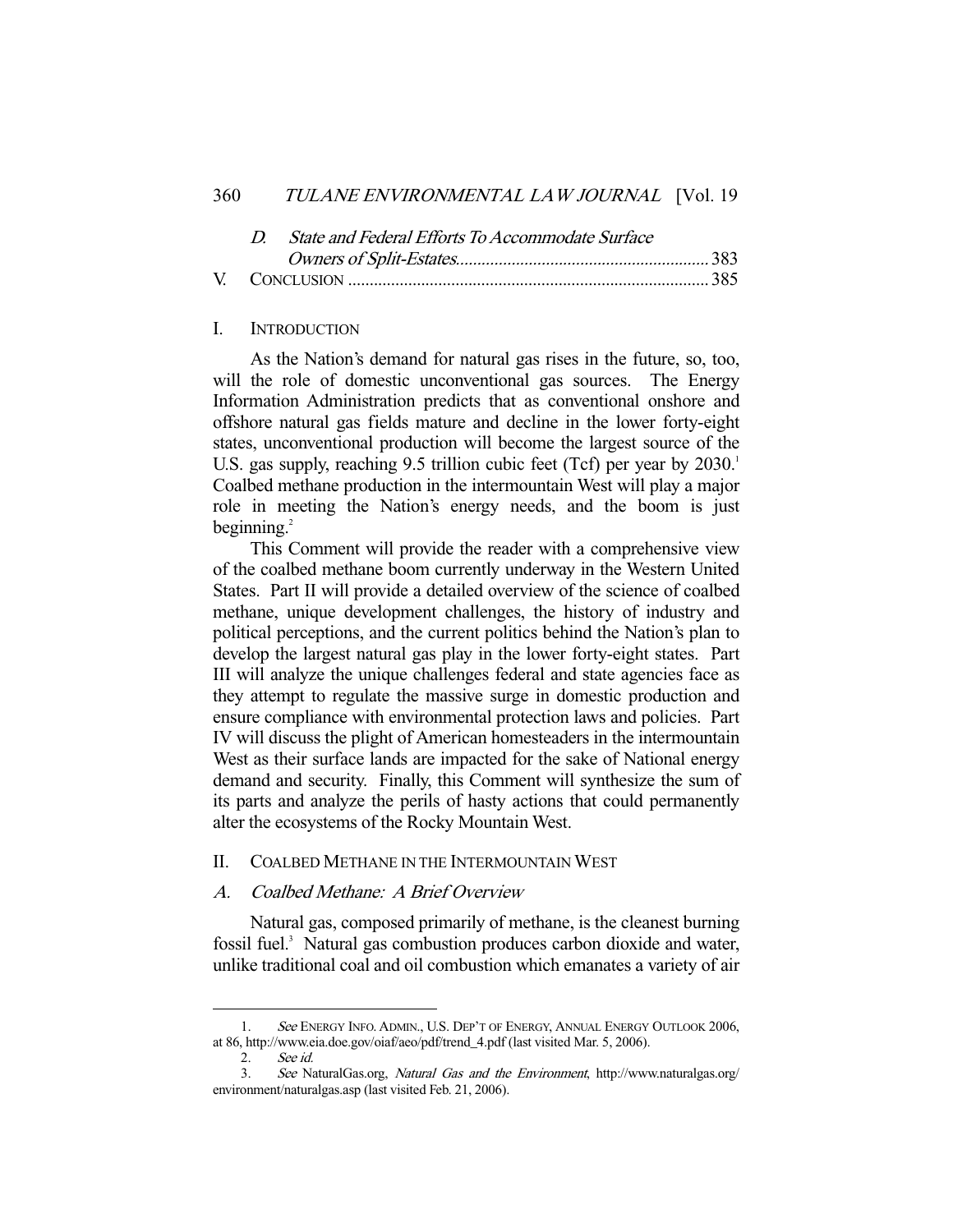D. *State and Federal Efforts To Accommodate Surface Owners of Split-Estates*.......................................................... 383

V. CONCLUSION .................................................................................. 385

## I. INTRODUCTION

As the Nation's demand for natural gas rises in the future, so, too, will the role of domestic unconventional gas sources. The Energy Information Administration predicts that as conventional onshore and offshore natural gas fields mature and decline in the lower forty-eight states, unconventional production will become the largest source of the U.S. gas supply, reaching 9.5 trillion cubic feet (Tcf) per year by 2030.[1] Coalbed methane production in the intermountain West will play a major role in meeting the Nation's energy needs, and the boom is just beginning.[2]

This Comment will provide the reader with a comprehensive view of the coalbed methane boom currently underway in the Western United States. Part II will provide a detailed overview of the science of coalbed methane, unique development challenges, the history of industry and political perceptions, and the current politics behind the Nation's plan to develop the largest natural gas play in the lower forty-eight states. Part III will analyze the unique challenges federal and state agencies face as they attempt to regulate the massive surge in domestic production and ensure compliance with environmental protection laws and policies. Part IV will discuss the plight of American homesteaders in the intermountain West as their surface lands are impacted for the sake of National energy demand and security. Finally, this Comment will synthesize the sum of its parts and analyze the perils of hasty actions that could permanently alter the ecosystems of the Rocky Mountain West.

## II. COALBED METHANE IN THE INTERMOUNTAIN WEST

### A. *Coalbed Methane: A Brief Overview*

Natural gas, composed primarily of methane, is the cleanest burning fossil fuel.[3] Natural gas combustion produces carbon dioxide and water, unlike traditional coal and oil combustion which emanates a variety of air

---

1. *See* ENERGY INFO. ADMIN., U.S. DEP'T OF ENERGY, ANNUAL ENERGY OUTLOOK 2006, at 86, http://www.eia.doe.gov/oiaf/aeo/pdf/trend_4.pdf (last visited Mar. 5, 2006).

2. *See id.*

3. *See* NaturalGas.org, *Natural Gas and the Environment*, http://www.naturalgas.org/environment/naturalgas.asp (last visited Feb. 21, 2006).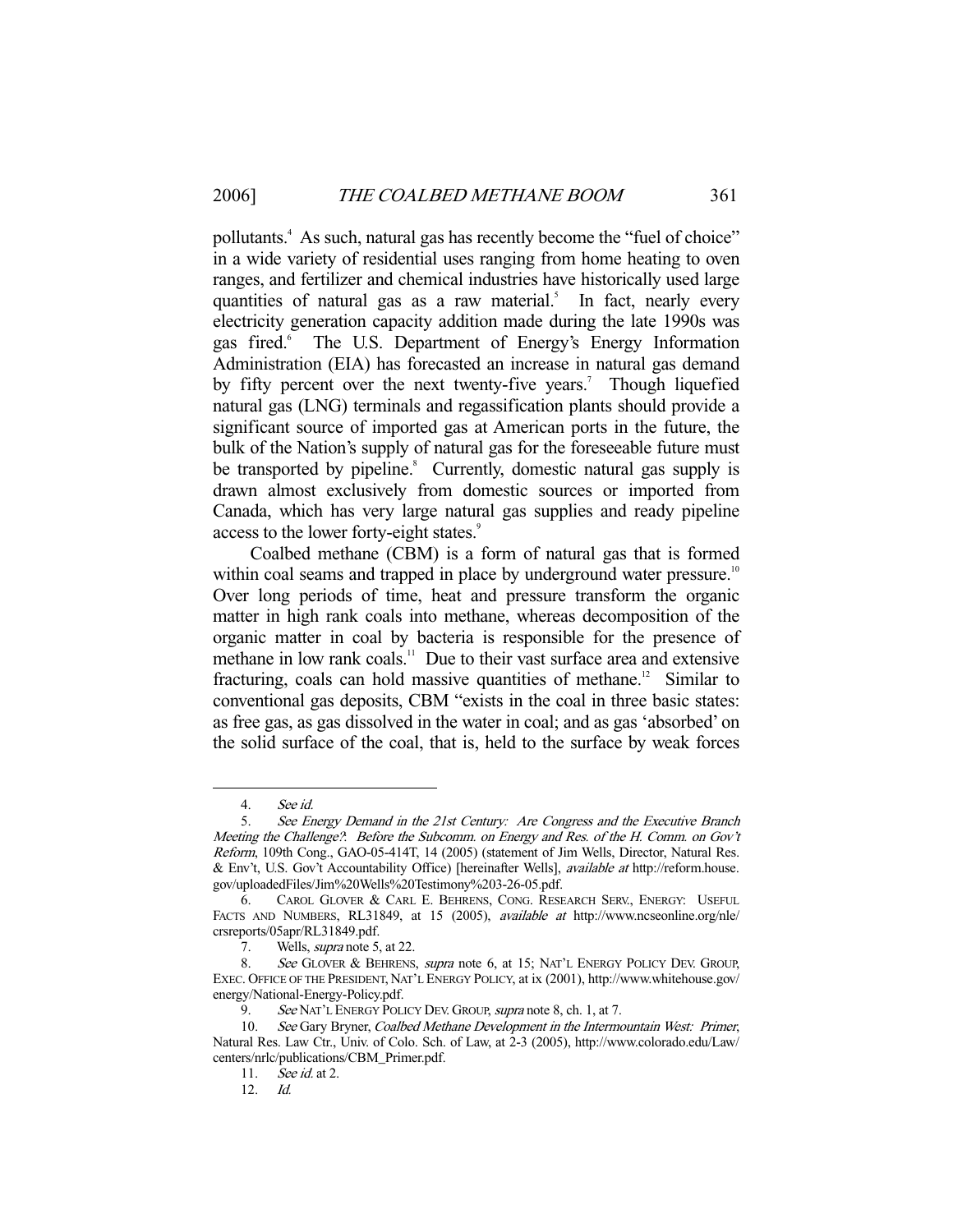pollutants.[4] As such, natural gas has recently become the "fuel of choice" in a wide variety of residential uses ranging from home heating to oven ranges, and fertilizer and chemical industries have historically used large quantities of natural gas as a raw material.[5] In fact, nearly every electricity generation capacity addition made during the late 1990s was gas fired.[6] The U.S. Department of Energy's Energy Information Administration (EIA) has forecasted an increase in natural gas demand by fifty percent over the next twenty-five years.[7] Though liquefied natural gas (LNG) terminals and regassification plants should provide a significant source of imported gas at American ports in the future, the bulk of the Nation's supply of natural gas for the foreseeable future must be transported by pipeline.[8] Currently, domestic natural gas supply is drawn almost exclusively from domestic sources or imported from Canada, which has very large natural gas supplies and ready pipeline access to the lower forty-eight states.[9]

Coalbed methane (CBM) is a form of natural gas that is formed within coal seams and trapped in place by underground water pressure.[10] Over long periods of time, heat and pressure transform the organic matter in high rank coals into methane, whereas decomposition of the organic matter in coal by bacteria is responsible for the presence of methane in low rank coals.[11] Due to their vast surface area and extensive fracturing, coals can hold massive quantities of methane.[12] Similar to conventional gas deposits, CBM "exists in the coal in three basic states: as free gas, as gas dissolved in the water in coal; and as gas 'absorbed' on the solid surface of the coal, that is, held to the surface by weak forces

---

4. *See id.*

5. *See Energy Demand in the 21st Century: Are Congress and the Executive Branch Meeting the Challenge?: Before the Subcomm. on Energy and Res. of the H. Comm. on Gov't Reform*, 109th Cong., GAO-05-414T, 14 (2005) (statement of Jim Wells, Director, Natural Res. & Env't, U.S. Gov't Accountability Office) [hereinafter Wells], *available at* http://reform.house.gov/uploadedFiles/Jim%20Wells%20Testimony%203-26-05.pdf.

6. CAROL GLOVER & CARL E. BEHRENS, CONG. RESEARCH SERV., ENERGY: USEFUL FACTS AND NUMBERS, RL31849, at 15 (2005), *available at* http://www.ncseonline.org/nle/crsreports/05apr/RL31849.pdf.

7. Wells, *supra* note 5, at 22.

8. *See* GLOVER & BEHRENS, *supra* note 6, at 15; NAT'L ENERGY POLICY DEV. GROUP, EXEC. OFFICE OF THE PRESIDENT, NAT'L ENERGY POLICY, at ix (2001), http://www.whitehouse.gov/energy/National-Energy-Policy.pdf.

9. *See* NAT'L ENERGY POLICY DEV. GROUP, *supra* note 8, ch. 1, at 7.

10. *See* Gary Bryner, *Coalbed Methane Development in the Intermountain West: Primer*, Natural Res. Law Ctr., Univ. of Colo. Sch. of Law, at 2-3 (2005), http://www.colorado.edu/Law/centers/nrlc/publications/CBM_Primer.pdf.

11. *See id.* at 2.

12. *Id.*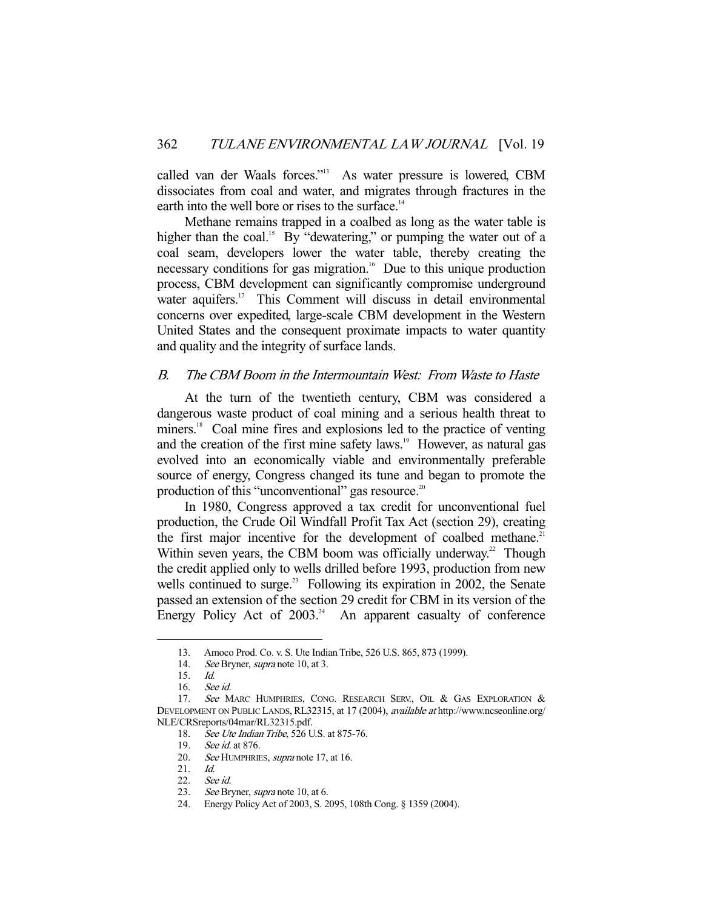called van der Waals forces."[13] As water pressure is lowered, CBM dissociates from coal and water, and migrates through fractures in the earth into the well bore or rises to the surface.[14]

Methane remains trapped in a coalbed as long as the water table is higher than the coal.[15] By "dewatering," or pumping the water out of a coal seam, developers lower the water table, thereby creating the necessary conditions for gas migration.[16] Due to this unique production process, CBM development can significantly compromise underground water aquifers.[17] This Comment will discuss in detail environmental concerns over expedited, large-scale CBM development in the Western United States and the consequent proximate impacts to water quantity and quality and the integrity of surface lands.

### B. *The CBM Boom in the Intermountain West: From Waste to Haste*

At the turn of the twentieth century, CBM was considered a dangerous waste product of coal mining and a serious health threat to miners.[18] Coal mine fires and explosions led to the practice of venting and the creation of the first mine safety laws.[19] However, as natural gas evolved into an economically viable and environmentally preferable source of energy, Congress changed its tune and began to promote the production of this "unconventional" gas resource.[20]

In 1980, Congress approved a tax credit for unconventional fuel production, the Crude Oil Windfall Profit Tax Act (section 29), creating the first major incentive for the development of coalbed methane.[21] Within seven years, the CBM boom was officially underway.[22] Though the credit applied only to wells drilled before 1993, production from new wells continued to surge.[23] Following its expiration in 2002, the Senate passed an extension of the section 29 credit for CBM in its version of the Energy Policy Act of 2003.[24] An apparent casualty of conference

---

13. Amoco Prod. Co. v. S. Ute Indian Tribe, 526 U.S. 865, 873 (1999).
14. *See* Bryner, *supra* note 10, at 3.
15. *Id.*
16. *See id.*
17. *See* MARC HUMPHRIES, CONG. RESEARCH SERV., OIL & GAS EXPLORATION & DEVELOPMENT ON PUBLIC LANDS, RL32315, at 17 (2004), *available at* http://www.ncseonline.org/NLE/CRSreports/04mar/RL32315.pdf.
18. *See Ute Indian Tribe*, 526 U.S. at 875-76.
19. *See id.* at 876.
20. *See* HUMPHRIES, *supra* note 17, at 16.
21. *Id.*
22. *See id.*
23. *See* Bryner, *supra* note 10, at 6.
24. Energy Policy Act of 2003, S. 2095, 108th Cong. § 1359 (2004).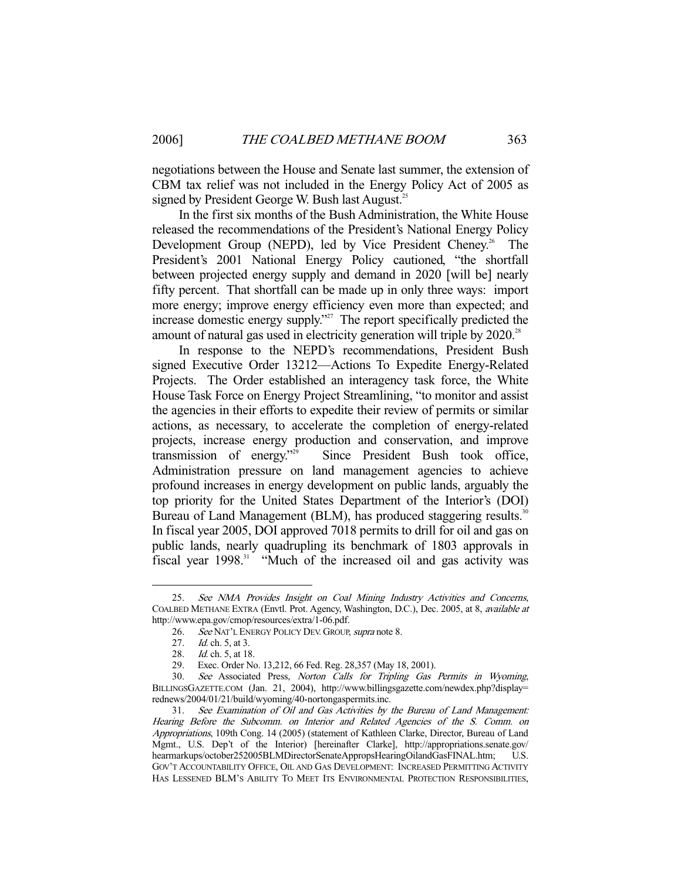negotiations between the House and Senate last summer, the extension of CBM tax relief was not included in the Energy Policy Act of 2005 as signed by President George W. Bush last August.[25]

In the first six months of the Bush Administration, the White House released the recommendations of the President's National Energy Policy Development Group (NEPD), led by Vice President Cheney.[26] The President's 2001 National Energy Policy cautioned, "the shortfall between projected energy supply and demand in 2020 [will be] nearly fifty percent. That shortfall can be made up in only three ways: import more energy; improve energy efficiency even more than expected; and increase domestic energy supply."[27] The report specifically predicted the amount of natural gas used in electricity generation will triple by 2020.[28]

In response to the NEPD's recommendations, President Bush signed Executive Order 13212—Actions To Expedite Energy-Related Projects. The Order established an interagency task force, the White House Task Force on Energy Project Streamlining, "to monitor and assist the agencies in their efforts to expedite their review of permits or similar actions, as necessary, to accelerate the completion of energy-related projects, increase energy production and conservation, and improve transmission of energy."[29] Since President Bush took office, Administration pressure on land management agencies to achieve profound increases in energy development on public lands, arguably the top priority for the United States Department of the Interior's (DOI) Bureau of Land Management (BLM), has produced staggering results.[30] In fiscal year 2005, DOI approved 7018 permits to drill for oil and gas on public lands, nearly quadrupling its benchmark of 1803 approvals in fiscal year 1998.[31] "Much of the increased oil and gas activity was

---

25. *See NMA Provides Insight on Coal Mining Industry Activities and Concerns*, COALBED METHANE EXTRA (Envtl. Prot. Agency, Washington, D.C.), Dec. 2005, at 8, *available at* http://www.epa.gov/cmop/resources/extra/1-06.pdf.

26. *See* NAT'L ENERGY POLICY DEV. GROUP, *supra* note 8.

27. *Id.* ch. 5, at 3.

28. *Id.* ch. 5, at 18.

29. Exec. Order No. 13,212, 66 Fed. Reg. 28,357 (May 18, 2001).

30. *See* Associated Press, *Norton Calls for Tripling Gas Permits in Wyoming*, BILLINGSGAZETTE.COM (Jan. 21, 2004), http://www.billingsgazette.com/newdex.php?display=rednews/2004/01/21/build/wyoming/40-nortongaspermits.inc.

31. *See Examination of Oil and Gas Activities by the Bureau of Land Management: Hearing Before the Subcomm. on Interior and Related Agencies of the S. Comm. on Appropriations*, 109th Cong. 14 (2005) (statement of Kathleen Clarke, Director, Bureau of Land Mgmt., U.S. Dep't of the Interior) [hereinafter Clarke], http://appropriations.senate.gov/hearmarkups/october252005BLMDirectorSenateApropsHearingOilandGasFINAL.htm; U.S. GOV'T ACCOUNTABILITY OFFICE, OIL AND GAS DEVELOPMENT: INCREASED PERMITTING ACTIVITY HAS LESSENED BLM'S ABILITY TO MEET ITS ENVIRONMENTAL PROTECTION RESPONSIBILITIES,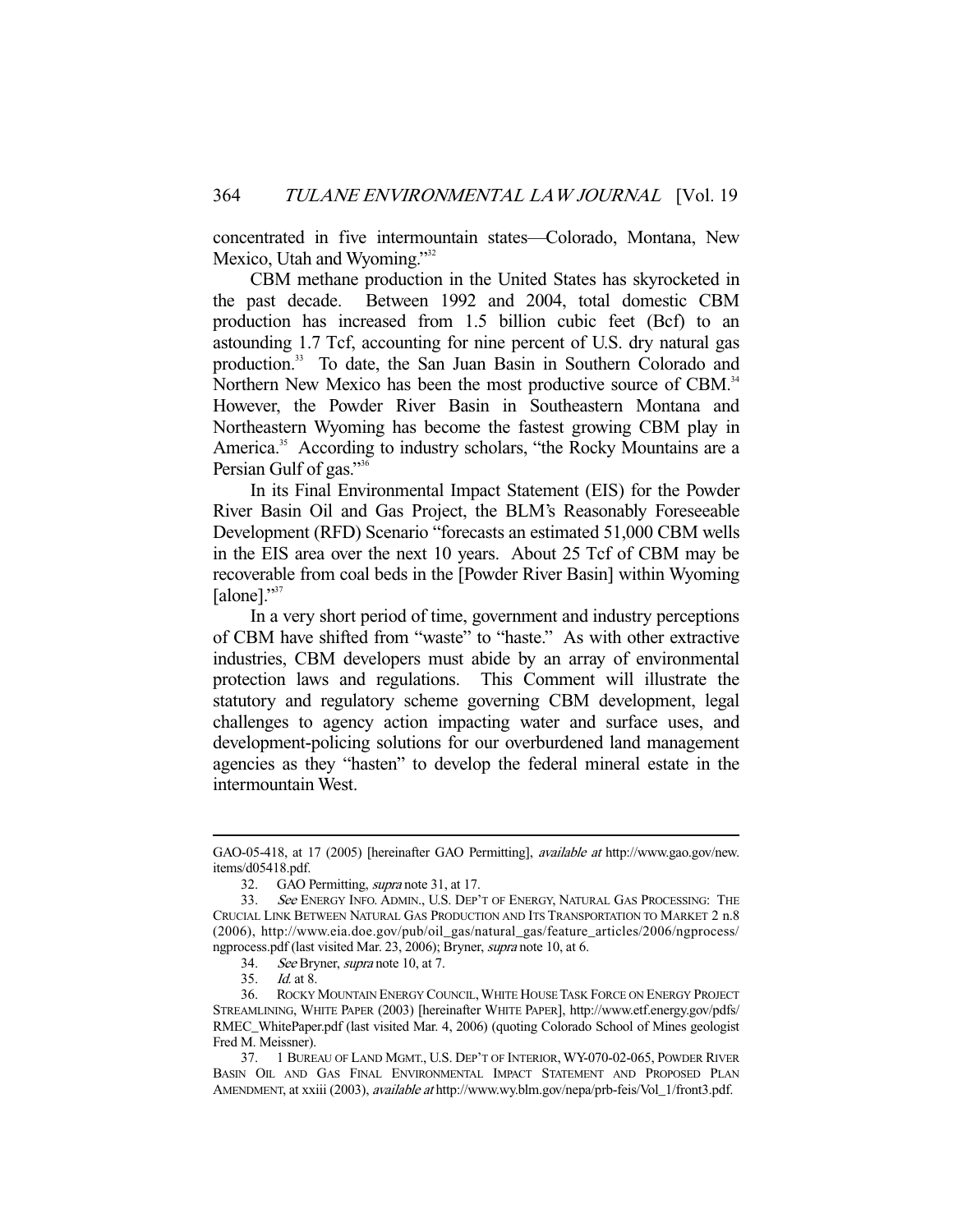concentrated in five intermountain states—Colorado, Montana, New Mexico, Utah and Wyoming."[32]

CBM methane production in the United States has skyrocketed in the past decade. Between 1992 and 2004, total domestic CBM production has increased from 1.5 billion cubic feet (Bcf) to an astounding 1.7 Tcf, accounting for nine percent of U.S. dry natural gas production.[33] To date, the San Juan Basin in Southern Colorado and Northern New Mexico has been the most productive source of CBM.[34] However, the Powder River Basin in Southeastern Montana and Northeastern Wyoming has become the fastest growing CBM play in America.[35] According to industry scholars, "the Rocky Mountains are a Persian Gulf of gas."[36]

In its Final Environmental Impact Statement (EIS) for the Powder River Basin Oil and Gas Project, the BLM's Reasonably Foreseeable Development (RFD) Scenario "forecasts an estimated 51,000 CBM wells in the EIS area over the next 10 years. About 25 Tcf of CBM may be recoverable from coal beds in the [Powder River Basin] within Wyoming [alone]."[37]

In a very short period of time, government and industry perceptions of CBM have shifted from "waste" to "haste." As with other extractive industries, CBM developers must abide by an array of environmental protection laws and regulations. This Comment will illustrate the statutory and regulatory scheme governing CBM development, legal challenges to agency action impacting water and surface uses, and development-policing solutions for our overburdened land management agencies as they "hasten" to develop the federal mineral estate in the intermountain West.

---

GAO-05-418, at 17 (2005) [hereinafter GAO Permitting], *available at* http://www.gao.gov/new.items/d05418.pdf.

32. GAO Permitting, *supra* note 31, at 17.

33. *See* ENERGY INFO. ADMIN., U.S. DEP'T OF ENERGY, NATURAL GAS PROCESSING: THE CRUCIAL LINK BETWEEN NATURAL GAS PRODUCTION AND ITS TRANSPORTATION TO MARKET 2 n.8 (2006), http://www.eia.doe.gov/pub/oil_gas/natural_gas/feature_articles/2006/ngprocess/ngprocess.pdf (last visited Mar. 23, 2006); Bryner, *supra* note 10, at 6.

34. *See* Bryner, *supra* note 10, at 7.

35. *Id.* at 8.

36. ROCKY MOUNTAIN ENERGY COUNCIL, WHITE HOUSE TASK FORCE ON ENERGY PROJECT STREAMLINING, WHITE PAPER (2003) [hereinafter WHITE PAPER], http://www.etf.energy.gov/pdfs/RMEC_WhitePaper.pdf (last visited Mar. 4, 2006) (quoting Colorado School of Mines geologist Fred M. Meissner).

37. 1 BUREAU OF LAND MGMT., U.S. DEP'T OF INTERIOR, WY-070-02-065, POWDER RIVER BASIN OIL AND GAS FINAL ENVIRONMENTAL IMPACT STATEMENT AND PROPOSED PLAN AMENDMENT, at xxiii (2003), *available at* http://www.wy.blm.gov/nepa/prb-feis/Vol_1/front3.pdf.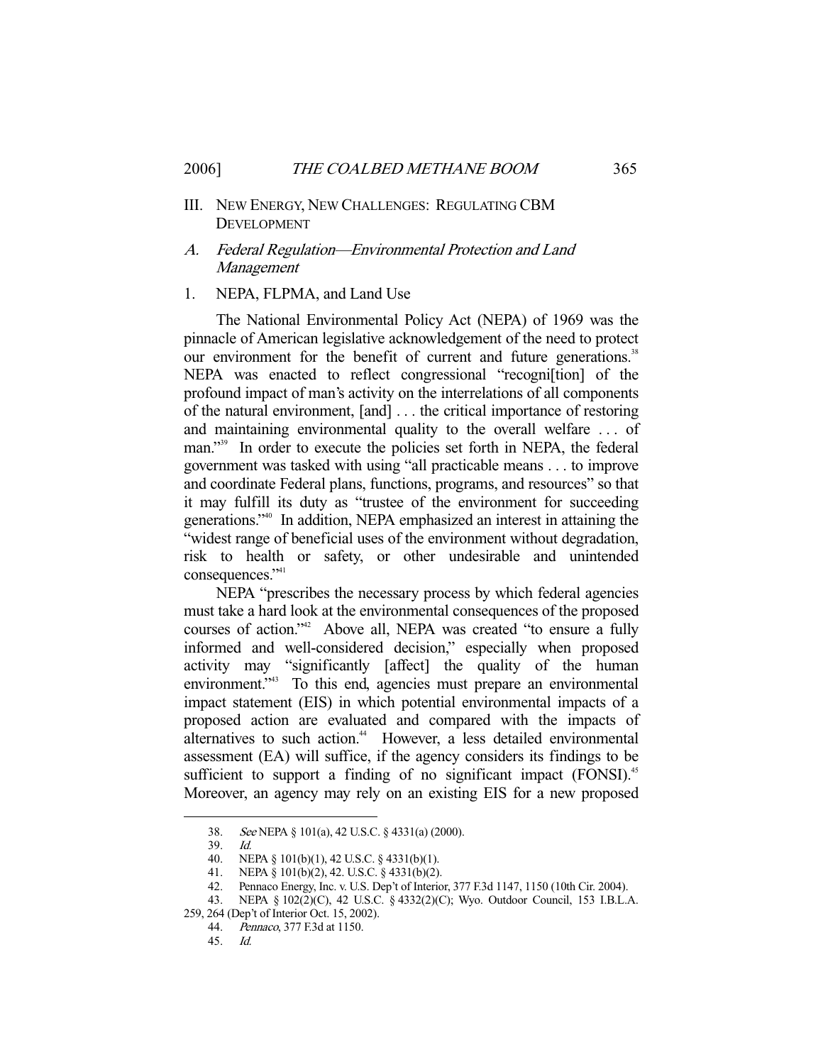## III. New Energy, New Challenges: Regulating CBM Development

### *A. Federal Regulation—Environmental Protection and Land Management*

#### 1. NEPA, FLPMA, and Land Use

The National Environmental Policy Act (NEPA) of 1969 was the pinnacle of American legislative acknowledgement of the need to protect our environment for the benefit of current and future generations.[38] NEPA was enacted to reflect congressional "recogni[tion] of the profound impact of man's activity on the interrelations of all components of the natural environment, [and] . . . the critical importance of restoring and maintaining environmental quality to the overall welfare . . . of man."[39] In order to execute the policies set forth in NEPA, the federal government was tasked with using "all practicable means . . . to improve and coordinate Federal plans, functions, programs, and resources" so that it may fulfill its duty as "trustee of the environment for succeeding generations."[40] In addition, NEPA emphasized an interest in attaining the "widest range of beneficial uses of the environment without degradation, risk to health or safety, or other undesirable and unintended consequences."[41]

NEPA "prescribes the necessary process by which federal agencies must take a hard look at the environmental consequences of the proposed courses of action."[42] Above all, NEPA was created "to ensure a fully informed and well-considered decision," especially when proposed activity may "significantly [affect] the quality of the human environment."[43] To this end, agencies must prepare an environmental impact statement (EIS) in which potential environmental impacts of a proposed action are evaluated and compared with the impacts of alternatives to such action.[44] However, a less detailed environmental assessment (EA) will suffice, if the agency considers its findings to be sufficient to support a finding of no significant impact (FONSI).[45] Moreover, an agency may rely on an existing EIS for a new proposed

---

38. *See* NEPA § 101(a), 42 U.S.C. § 4331(a) (2000).

39. *Id.*

40. NEPA § 101(b)(1), 42 U.S.C. § 4331(b)(1).

41. NEPA § 101(b)(2), 42. U.S.C. § 4331(b)(2).

42. Pennaco Energy, Inc. v. U.S. Dep't of Interior, 377 F.3d 1147, 1150 (10th Cir. 2004).

43. NEPA § 102(2)(C), 42 U.S.C. § 4332(2)(C); Wyo. Outdoor Council, 153 I.B.L.A. 259, 264 (Dep't of Interior Oct. 15, 2002).

44. *Pennaco*, 377 F.3d at 1150.

45. *Id.*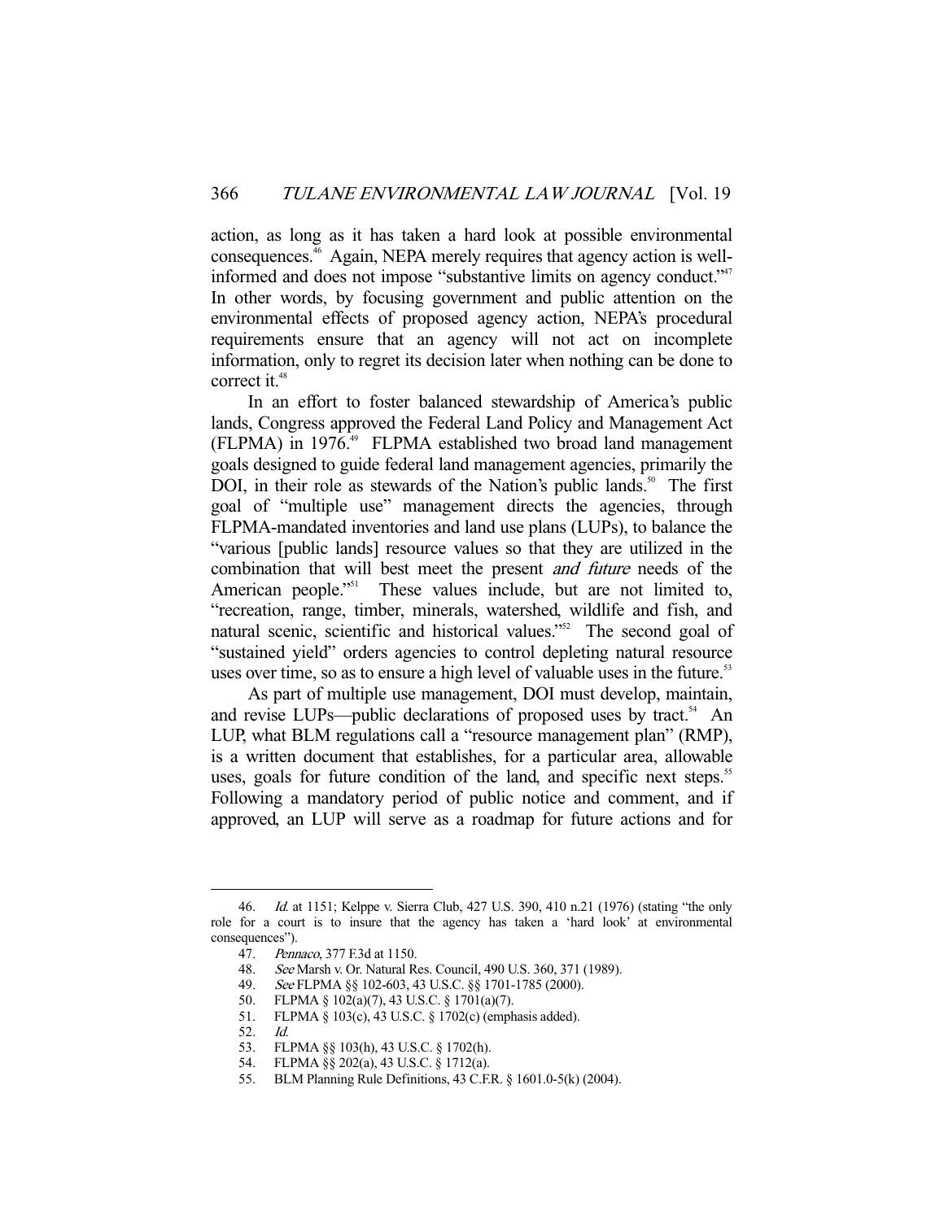action, as long as it has taken a hard look at possible environmental consequences.[46] Again, NEPA merely requires that agency action is well-informed and does not impose "substantive limits on agency conduct."[47] In other words, by focusing government and public attention on the environmental effects of proposed agency action, NEPA's procedural requirements ensure that an agency will not act on incomplete information, only to regret its decision later when nothing can be done to correct it.[48]

In an effort to foster balanced stewardship of America's public lands, Congress approved the Federal Land Policy and Management Act (FLPMA) in 1976.[49] FLPMA established two broad land management goals designed to guide federal land management agencies, primarily the DOI, in their role as stewards of the Nation's public lands.[50] The first goal of "multiple use" management directs the agencies, through FLPMA-mandated inventories and land use plans (LUPs), to balance the "various [public lands] resource values so that they are utilized in the combination that will best meet the present *and future* needs of the American people."[51] These values include, but are not limited to, "recreation, range, timber, minerals, watershed, wildlife and fish, and natural scenic, scientific and historical values."[52] The second goal of "sustained yield" orders agencies to control depleting natural resource uses over time, so as to ensure a high level of valuable uses in the future.[53]

As part of multiple use management, DOI must develop, maintain, and revise LUPs—public declarations of proposed uses by tract.[54] An LUP, what BLM regulations call a "resource management plan" (RMP), is a written document that establishes, for a particular area, allowable uses, goals for future condition of the land, and specific next steps.[55] Following a mandatory period of public notice and comment, and if approved, an LUP will serve as a roadmap for future actions and for

---

46. *Id.* at 1151; Kelppe v. Sierra Club, 427 U.S. 390, 410 n.21 (1976) (stating "the only role for a court is to insure that the agency has taken a 'hard look' at environmental consequences").

47. *Pennaco*, 377 F.3d at 1150.

48. *See* Marsh v. Or. Natural Res. Council, 490 U.S. 360, 371 (1989).

49. *See* FLPMA §§ 102-603, 43 U.S.C. §§ 1701-1785 (2000).

50. FLPMA § 102(a)(7), 43 U.S.C. § 1701(a)(7).

51. FLPMA § 103(c), 43 U.S.C. § 1702(c) (emphasis added).

52. *Id.*

53. FLPMA §§ 103(h), 43 U.S.C. § 1702(h).

54. FLPMA §§ 202(a), 43 U.S.C. § 1712(a).

55. BLM Planning Rule Definitions, 43 C.F.R. § 1601.0-5(k) (2004).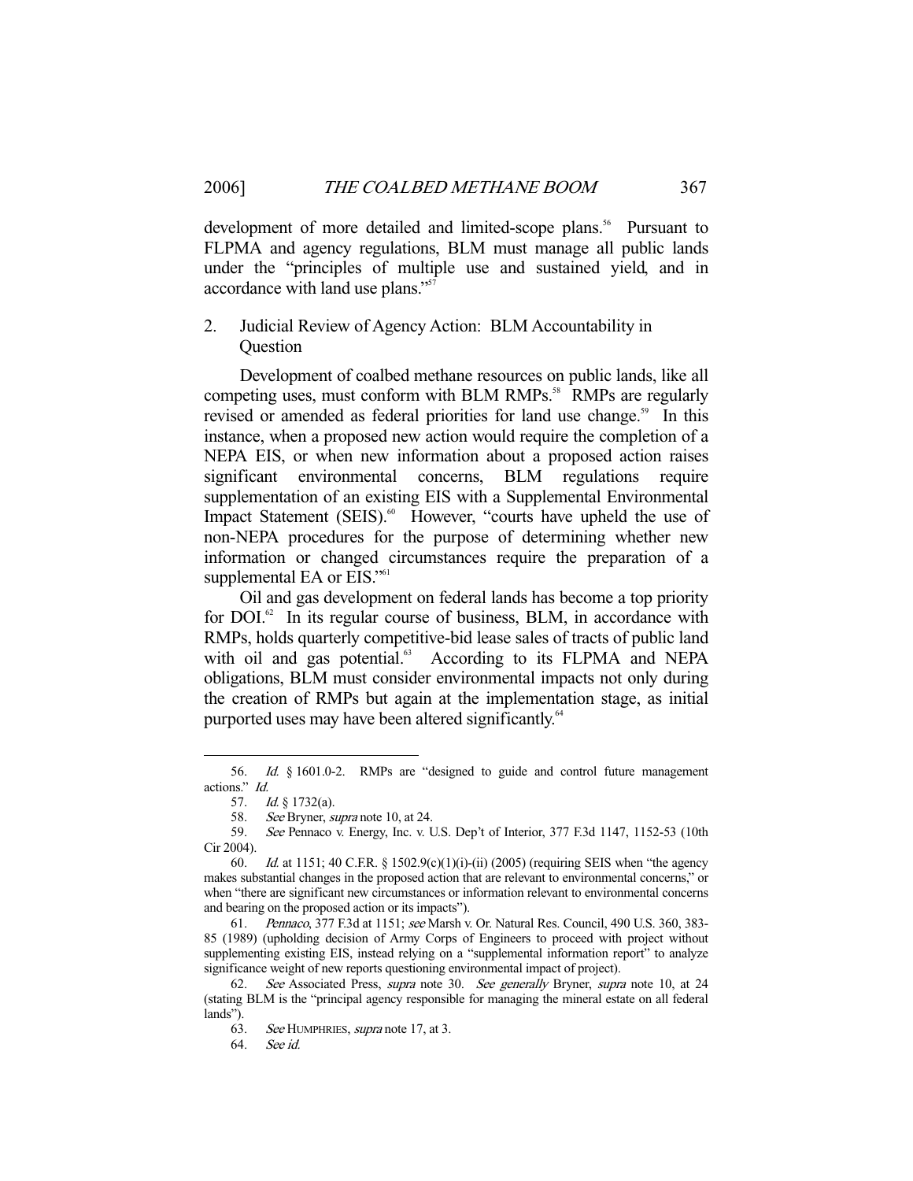development of more detailed and limited-scope plans.[56] Pursuant to FLPMA and agency regulations, BLM must manage all public lands under the "principles of multiple use and sustained yield, and in accordance with land use plans."[57]

## 2. Judicial Review of Agency Action: BLM Accountability in Question

Development of coalbed methane resources on public lands, like all competing uses, must conform with BLM RMPs.[58] RMPs are regularly revised or amended as federal priorities for land use change.[59] In this instance, when a proposed new action would require the completion of a NEPA EIS, or when new information about a proposed action raises significant environmental concerns, BLM regulations require supplementation of an existing EIS with a Supplemental Environmental Impact Statement (SEIS).[60] However, "courts have upheld the use of non-NEPA procedures for the purpose of determining whether new information or changed circumstances require the preparation of a supplemental EA or EIS."[61]

Oil and gas development on federal lands has become a top priority for DOI.[62] In its regular course of business, BLM, in accordance with RMPs, holds quarterly competitive-bid lease sales of tracts of public land with oil and gas potential.[63] According to its FLPMA and NEPA obligations, BLM must consider environmental impacts not only during the creation of RMPs but again at the implementation stage, as initial purported uses may have been altered significantly.[64]

---

56. *Id.* § 1601.0-2. RMPs are "designed to guide and control future management actions." *Id.*

57. *Id.* § 1732(a).

58. *See* Bryner, *supra* note 10, at 24.

59. *See* Pennaco v. Energy, Inc. v. U.S. Dep't of Interior, 377 F.3d 1147, 1152-53 (10th Cir 2004).

60. *Id.* at 1151; 40 C.F.R. § 1502.9(c)(1)(i)-(ii) (2005) (requiring SEIS when "the agency makes substantial changes in the proposed action that are relevant to environmental concerns," or when "there are significant new circumstances or information relevant to environmental concerns and bearing on the proposed action or its impacts").

61. *Pennaco*, 377 F.3d at 1151; *see* Marsh v. Or. Natural Res. Council, 490 U.S. 360, 383-85 (1989) (upholding decision of Army Corps of Engineers to proceed with project without supplementing existing EIS, instead relying on a "supplemental information report" to analyze significance weight of new reports questioning environmental impact of project).

62. *See* Associated Press, *supra* note 30. *See generally* Bryner, *supra* note 10, at 24 (stating BLM is the "principal agency responsible for managing the mineral estate on all federal lands").

63. *See* HUMPHRIES, *supra* note 17, at 3.

64. *See id.*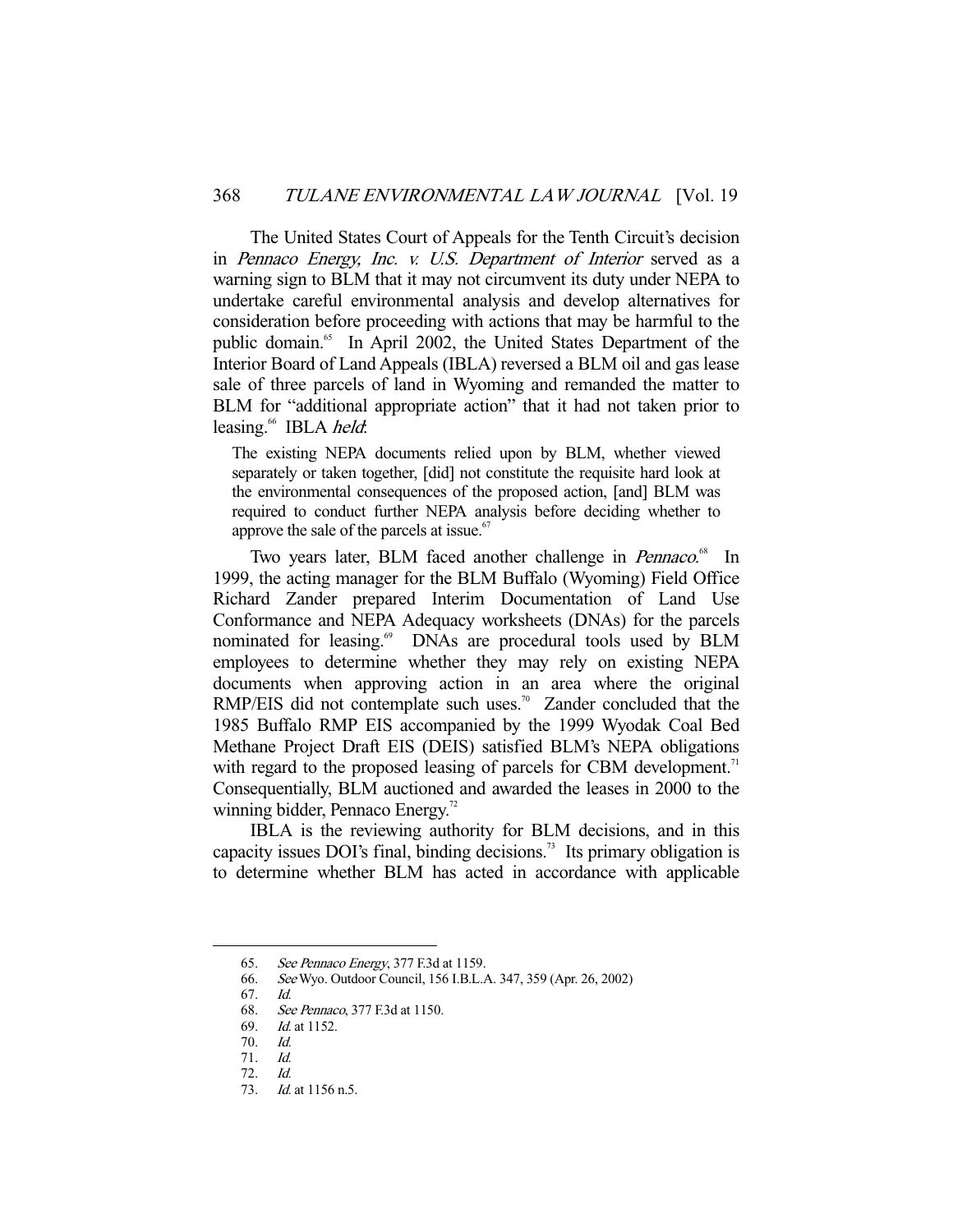The United States Court of Appeals for the Tenth Circuit's decision in *Pennaco Energy, Inc. v. U.S. Department of Interior* served as a warning sign to BLM that it may not circumvent its duty under NEPA to undertake careful environmental analysis and develop alternatives for consideration before proceeding with actions that may be harmful to the public domain.[65] In April 2002, the United States Department of the Interior Board of Land Appeals (IBLA) reversed a BLM oil and gas lease sale of three parcels of land in Wyoming and remanded the matter to BLM for "additional appropriate action" that it had not taken prior to leasing.[66] IBLA *held*:

> The existing NEPA documents relied upon by BLM, whether viewed separately or taken together, [did] not constitute the requisite hard look at the environmental consequences of the proposed action, [and] BLM was required to conduct further NEPA analysis before deciding whether to approve the sale of the parcels at issue.[67]

Two years later, BLM faced another challenge in *Pennaco*.[68] In 1999, the acting manager for the BLM Buffalo (Wyoming) Field Office Richard Zander prepared Interim Documentation of Land Use Conformance and NEPA Adequacy worksheets (DNAs) for the parcels nominated for leasing.[69] DNAs are procedural tools used by BLM employees to determine whether they may rely on existing NEPA documents when approving action in an area where the original RMP/EIS did not contemplate such uses.[70] Zander concluded that the 1985 Buffalo RMP EIS accompanied by the 1999 Wyodak Coal Bed Methane Project Draft EIS (DEIS) satisfied BLM's NEPA obligations with regard to the proposed leasing of parcels for CBM development.[71] Consequentially, BLM auctioned and awarded the leases in 2000 to the winning bidder, Pennaco Energy.[72]

IBLA is the reviewing authority for BLM decisions, and in this capacity issues DOI's final, binding decisions.[73] Its primary obligation is to determine whether BLM has acted in accordance with applicable

---

65. *See Pennaco Energy*, 377 F.3d at 1159.
66. *See* Wyo. Outdoor Council, 156 I.B.L.A. 347, 359 (Apr. 26, 2002)
67. *Id.*
68. *See Pennaco*, 377 F.3d at 1150.
69. *Id.* at 1152.
70. *Id.*
71. *Id.*
72. *Id.*
73. *Id.* at 1156 n.5.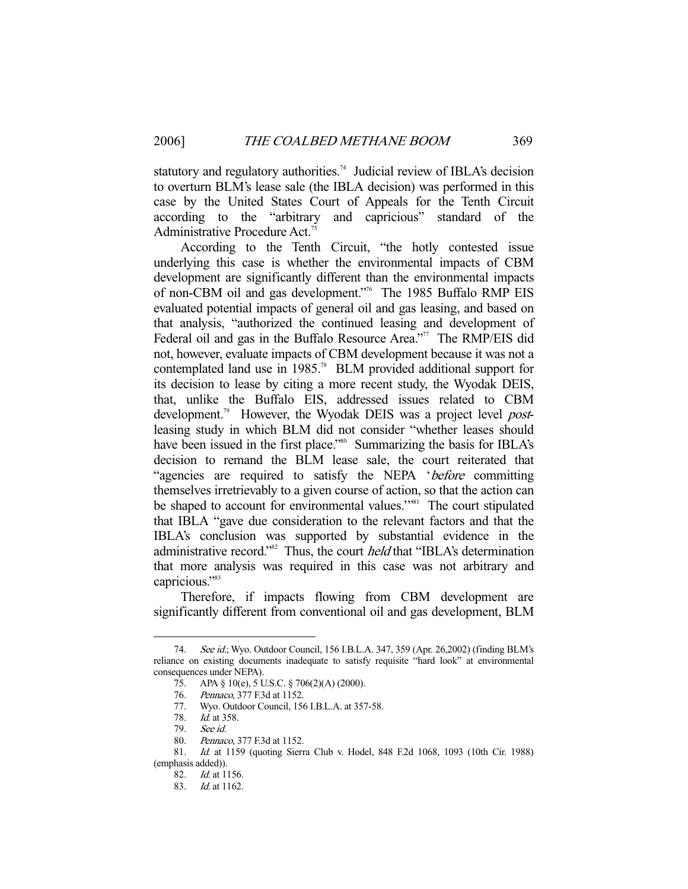statutory and regulatory authorities.[74] Judicial review of IBLA's decision to overturn BLM's lease sale (the IBLA decision) was performed in this case by the United States Court of Appeals for the Tenth Circuit according to the "arbitrary and capricious" standard of the Administrative Procedure Act.[75]

According to the Tenth Circuit, "the hotly contested issue underlying this case is whether the environmental impacts of CBM development are significantly different than the environmental impacts of non-CBM oil and gas development."[76] The 1985 Buffalo RMP EIS evaluated potential impacts of general oil and gas leasing, and based on that analysis, "authorized the continued leasing and development of Federal oil and gas in the Buffalo Resource Area."[77] The RMP/EIS did not, however, evaluate impacts of CBM development because it was not a contemplated land use in 1985.[78] BLM provided additional support for its decision to lease by citing a more recent study, the Wyodak DEIS, that, unlike the Buffalo EIS, addressed issues related to CBM development.[79] However, the Wyodak DEIS was a project level *post*-leasing study in which BLM did not consider "whether leases should have been issued in the first place."[80] Summarizing the basis for IBLA's decision to remand the BLM lease sale, the court reiterated that "agencies are required to satisfy the NEPA '*before* committing themselves irretrievably to a given course of action, so that the action can be shaped to account for environmental values.'"[81] The court stipulated that IBLA "gave due consideration to the relevant factors and that the IBLA's conclusion was supported by substantial evidence in the administrative record."[82] Thus, the court *held* that "IBLA's determination that more analysis was required in this case was not arbitrary and capricious."[83]

Therefore, if impacts flowing from CBM development are significantly different from conventional oil and gas development, BLM

---

74. *See id.*; Wyo. Outdoor Council, 156 I.B.L.A. 347, 359 (Apr. 26,2002) (finding BLM's reliance on existing documents inadequate to satisfy requisite "hard look" at environmental consequences under NEPA).

75. APA § 10(e), 5 U.S.C. § 706(2)(A) (2000).

76. *Pennaco*, 377 F.3d at 1152.

77. Wyo. Outdoor Council, 156 I.B.L.A. at 357-58.

78. *Id.* at 358.

79. *See id.*

80. *Pennaco*, 377 F.3d at 1152.

81. *Id.* at 1159 (quoting Sierra Club v. Hodel, 848 F.2d 1068, 1093 (10th Cir. 1988) (emphasis added)).

82. *Id.* at 1156.

83. *Id.* at 1162.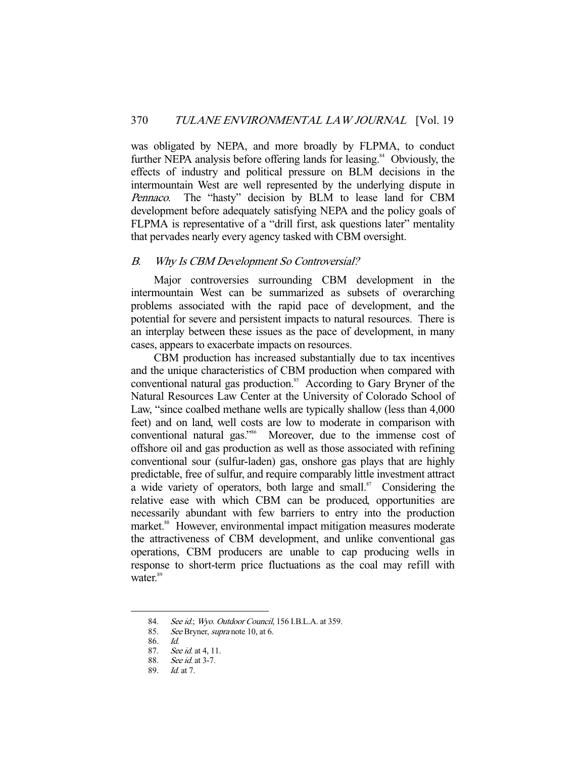was obligated by NEPA, and more broadly by FLPMA, to conduct further NEPA analysis before offering lands for leasing.[84] Obviously, the effects of industry and political pressure on BLM decisions in the intermountain West are well represented by the underlying dispute in *Pennaco*. The "hasty" decision by BLM to lease land for CBM development before adequately satisfying NEPA and the policy goals of FLPMA is representative of a "drill first, ask questions later" mentality that pervades nearly every agency tasked with CBM oversight.

### *B. Why Is CBM Development So Controversial?*

Major controversies surrounding CBM development in the intermountain West can be summarized as subsets of overarching problems associated with the rapid pace of development, and the potential for severe and persistent impacts to natural resources. There is an interplay between these issues as the pace of development, in many cases, appears to exacerbate impacts on resources.

CBM production has increased substantially due to tax incentives and the unique characteristics of CBM production when compared with conventional natural gas production.[85] According to Gary Bryner of the Natural Resources Law Center at the University of Colorado School of Law, "since coalbed methane wells are typically shallow (less than 4,000 feet) and on land, well costs are low to moderate in comparison with conventional natural gas."[86] Moreover, due to the immense cost of offshore oil and gas production as well as those associated with refining conventional sour (sulfur-laden) gas, onshore gas plays that are highly predictable, free of sulfur, and require comparably little investment attract a wide variety of operators, both large and small.[87] Considering the relative ease with which CBM can be produced, opportunities are necessarily abundant with few barriers to entry into the production market.[88] However, environmental impact mitigation measures moderate the attractiveness of CBM development, and unlike conventional gas operations, CBM producers are unable to cap producing wells in response to short-term price fluctuations as the coal may refill with water.[89]

---

84. *See id.*; *Wyo. Outdoor Council*, 156 I.B.L.A. at 359.

85. *See* Bryner, *supra* note 10, at 6.

86. *Id.*

87. *See id.* at 4, 11.

88. *See id.* at 3-7.

89. *Id.* at 7.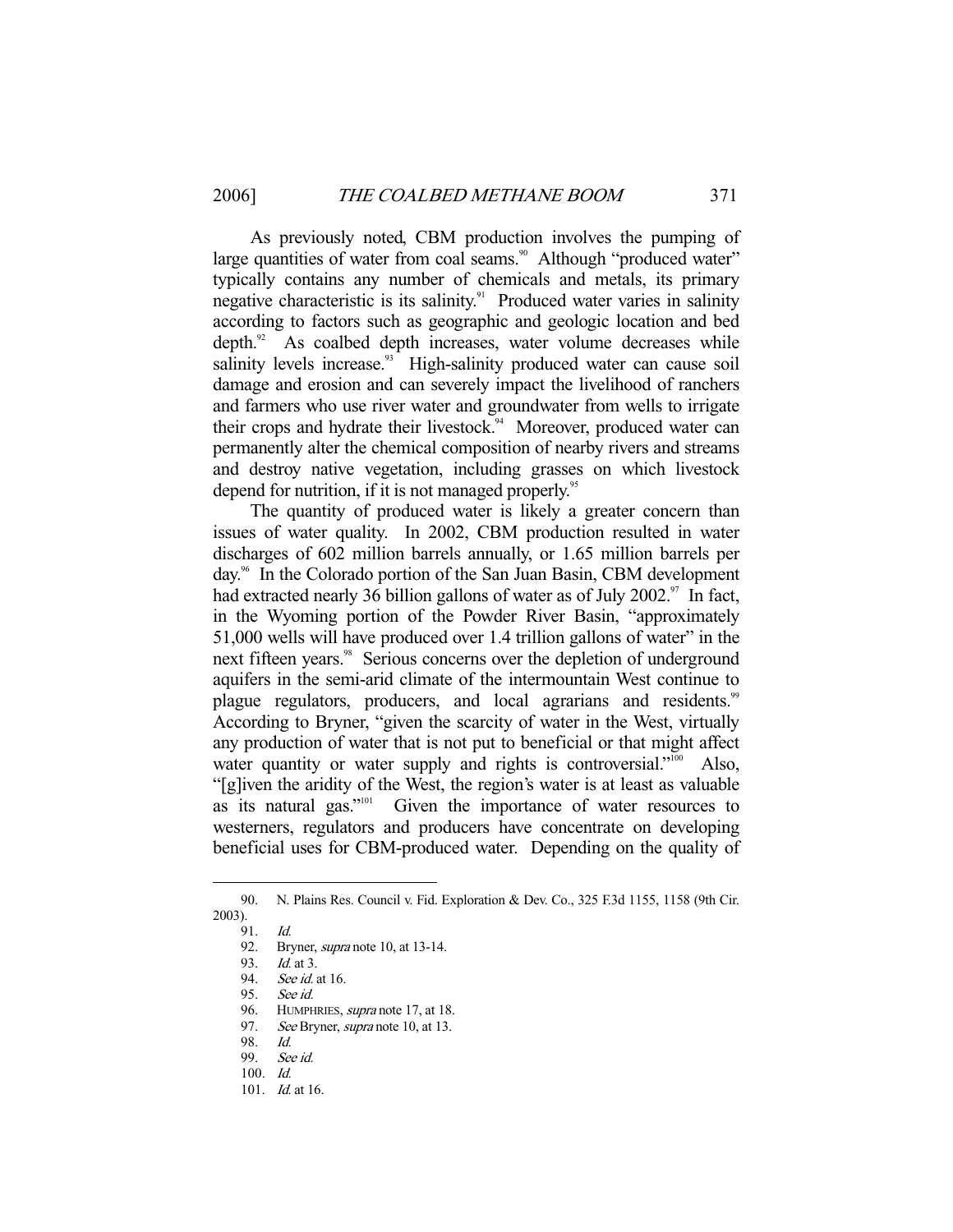As previously noted, CBM production involves the pumping of large quantities of water from coal seams.[90] Although "produced water" typically contains any number of chemicals and metals, its primary negative characteristic is its salinity.[91] Produced water varies in salinity according to factors such as geographic and geologic location and bed depth.[92] As coalbed depth increases, water volume decreases while salinity levels increase.[93] High-salinity produced water can cause soil damage and erosion and can severely impact the livelihood of ranchers and farmers who use river water and groundwater from wells to irrigate their crops and hydrate their livestock.[94] Moreover, produced water can permanently alter the chemical composition of nearby rivers and streams and destroy native vegetation, including grasses on which livestock depend for nutrition, if it is not managed properly.[95]

The quantity of produced water is likely a greater concern than issues of water quality. In 2002, CBM production resulted in water discharges of 602 million barrels annually, or 1.65 million barrels per day.[96] In the Colorado portion of the San Juan Basin, CBM development had extracted nearly 36 billion gallons of water as of July 2002.[97] In fact, in the Wyoming portion of the Powder River Basin, "approximately 51,000 wells will have produced over 1.4 trillion gallons of water" in the next fifteen years.[98] Serious concerns over the depletion of underground aquifers in the semi-arid climate of the intermountain West continue to plague regulators, producers, and local agrarians and residents.[99] According to Bryner, "given the scarcity of water in the West, virtually any production of water that is not put to beneficial or that might affect water quantity or water supply and rights is controversial."[100] Also, "[g]iven the aridity of the West, the region's water is at least as valuable as its natural gas."[101] Given the importance of water resources to westerners, regulators and producers have concentrate on developing beneficial uses for CBM-produced water. Depending on the quality of

---

90. N. Plains Res. Council v. Fid. Exploration & Dev. Co., 325 F.3d 1155, 1158 (9th Cir. 2003).
91. *Id.*
92. Bryner, *supra* note 10, at 13-14.
93. *Id.* at 3.
94. *See id.* at 16.
95. *See id.*
96. HUMPHRIES, *supra* note 17, at 18.
97. *See* Bryner, *supra* note 10, at 13.
98. *Id.*
99. *See id.*
100. *Id.*
101. *Id.* at 16.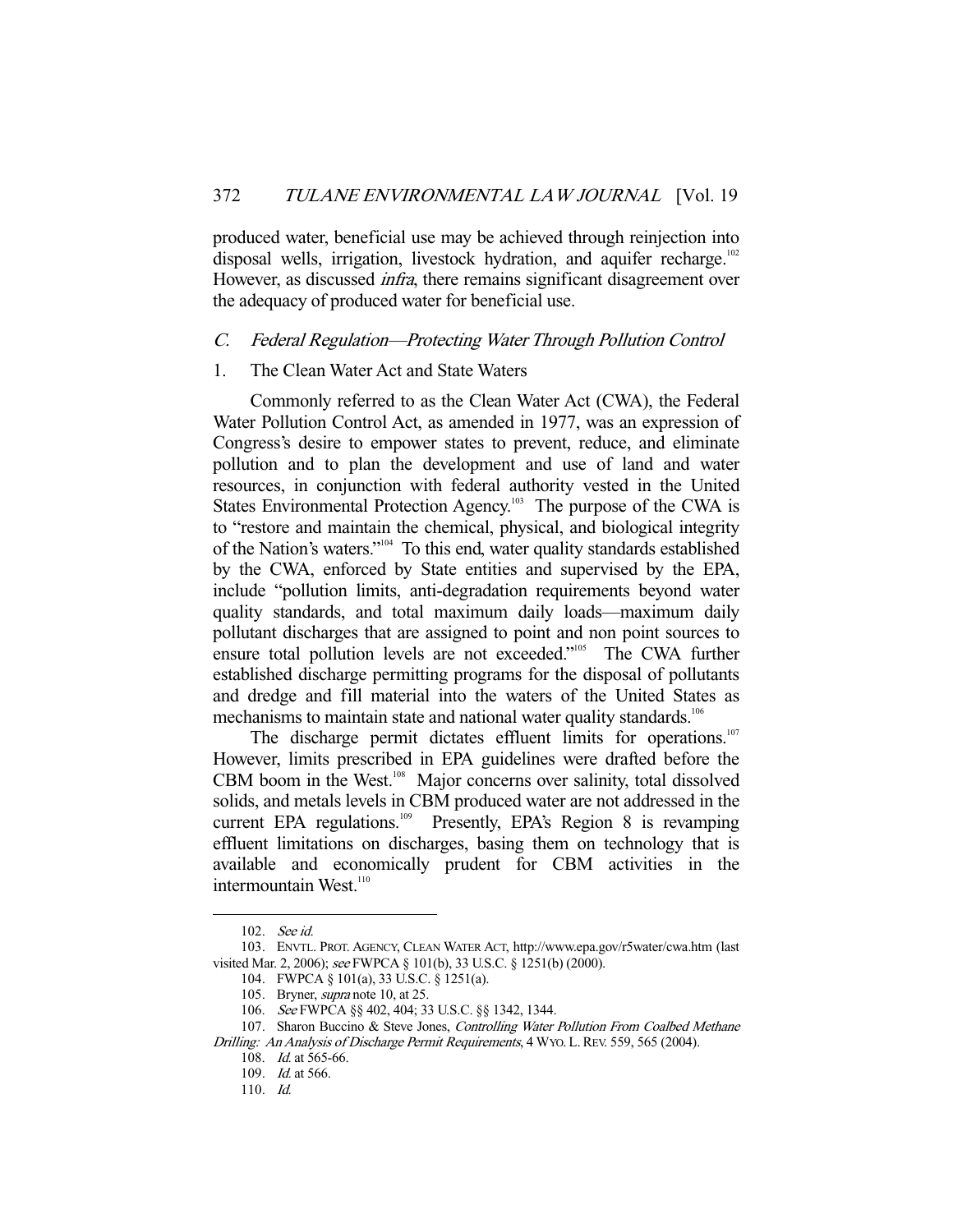produced water, beneficial use may be achieved through reinjection into disposal wells, irrigation, livestock hydration, and aquifer recharge.[102] However, as discussed *infra*, there remains significant disagreement over the adequacy of produced water for beneficial use.

### *C. Federal Regulation—Protecting Water Through Pollution Control*

#### 1. The Clean Water Act and State Waters

Commonly referred to as the Clean Water Act (CWA), the Federal Water Pollution Control Act, as amended in 1977, was an expression of Congress's desire to empower states to prevent, reduce, and eliminate pollution and to plan the development and use of land and water resources, in conjunction with federal authority vested in the United States Environmental Protection Agency.[103] The purpose of the CWA is to "restore and maintain the chemical, physical, and biological integrity of the Nation's waters."[104] To this end, water quality standards established by the CWA, enforced by State entities and supervised by the EPA, include "pollution limits, anti-degradation requirements beyond water quality standards, and total maximum daily loads—maximum daily pollutant discharges that are assigned to point and non point sources to ensure total pollution levels are not exceeded."[105] The CWA further established discharge permitting programs for the disposal of pollutants and dredge and fill material into the waters of the United States as mechanisms to maintain state and national water quality standards.[106]

The discharge permit dictates effluent limits for operations.[107] However, limits prescribed in EPA guidelines were drafted before the CBM boom in the West.[108] Major concerns over salinity, total dissolved solids, and metals levels in CBM produced water are not addressed in the current EPA regulations.[109] Presently, EPA's Region 8 is revamping effluent limitations on discharges, basing them on technology that is available and economically prudent for CBM activities in the intermountain West.[110]

---

102. *See id.*

103. ENVTL. PROT. AGENCY, CLEAN WATER ACT, http://www.epa.gov/r5water/cwa.htm (last visited Mar. 2, 2006); *see* FWPCA § 101(b), 33 U.S.C. § 1251(b) (2000).

104. FWPCA § 101(a), 33 U.S.C. § 1251(a).

105. Bryner, *supra* note 10, at 25.

106. *See* FWPCA §§ 402, 404; 33 U.S.C. §§ 1342, 1344.

107. Sharon Buccino & Steve Jones, *Controlling Water Pollution From Coalbed Methane Drilling: An Analysis of Discharge Permit Requirements*, 4 WYO. L. REV. 559, 565 (2004).

108. *Id.* at 565-66.

109. *Id.* at 566.

110. *Id.*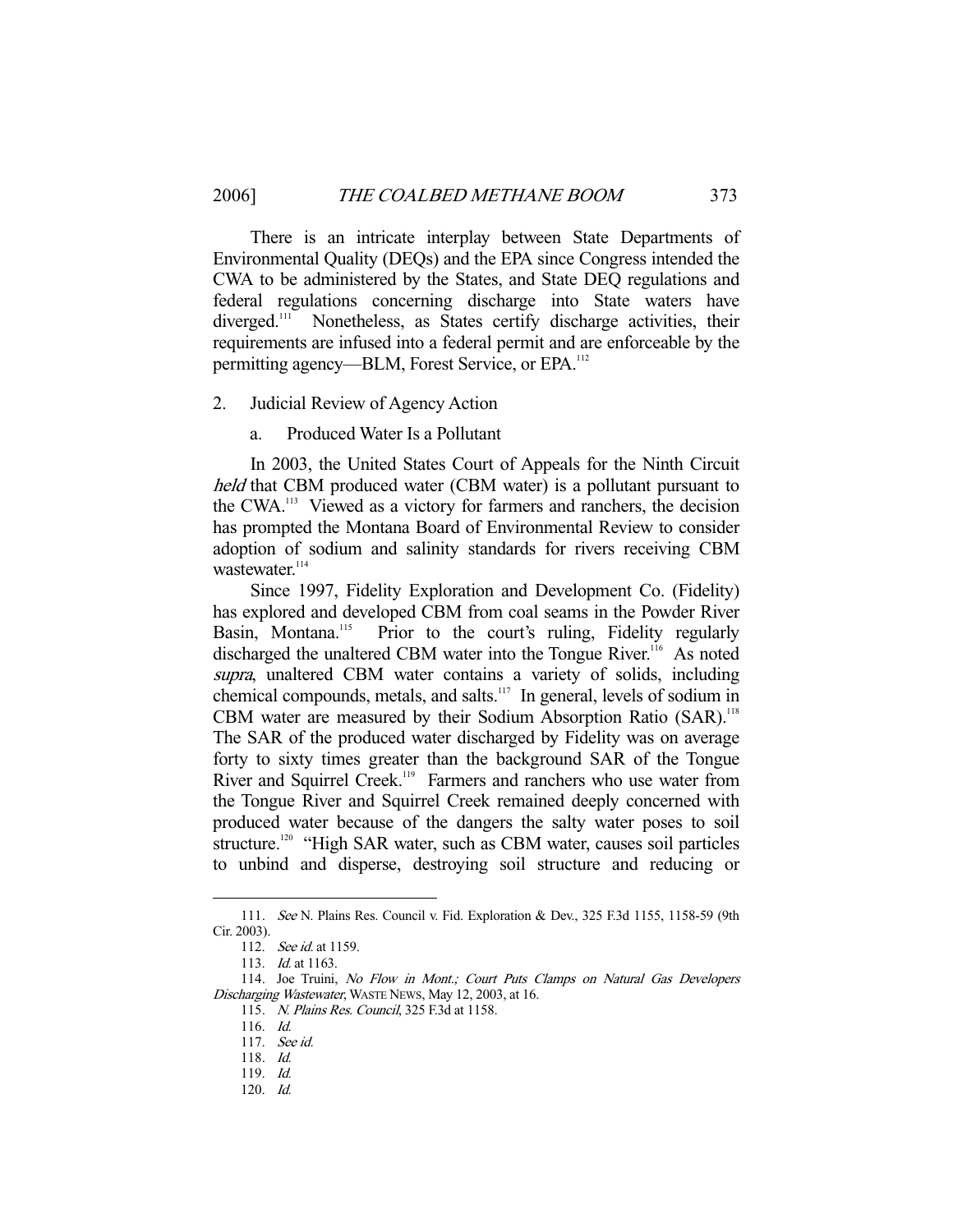There is an intricate interplay between State Departments of Environmental Quality (DEQs) and the EPA since Congress intended the CWA to be administered by the States, and State DEQ regulations and federal regulations concerning discharge into State waters have diverged.[111] Nonetheless, as States certify discharge activities, their requirements are infused into a federal permit and are enforceable by the permitting agency—BLM, Forest Service, or EPA.[112]

2. Judicial Review of Agency Action

a. Produced Water Is a Pollutant

In 2003, the United States Court of Appeals for the Ninth Circuit *held* that CBM produced water (CBM water) is a pollutant pursuant to the CWA.[113] Viewed as a victory for farmers and ranchers, the decision has prompted the Montana Board of Environmental Review to consider adoption of sodium and salinity standards for rivers receiving CBM wastewater.[114]

Since 1997, Fidelity Exploration and Development Co. (Fidelity) has explored and developed CBM from coal seams in the Powder River Basin, Montana.[115] Prior to the court's ruling, Fidelity regularly discharged the unaltered CBM water into the Tongue River.[116] As noted *supra*, unaltered CBM water contains a variety of solids, including chemical compounds, metals, and salts.[117] In general, levels of sodium in CBM water are measured by their Sodium Absorption Ratio (SAR).[118] The SAR of the produced water discharged by Fidelity was on average forty to sixty times greater than the background SAR of the Tongue River and Squirrel Creek.[119] Farmers and ranchers who use water from the Tongue River and Squirrel Creek remained deeply concerned with produced water because of the dangers the salty water poses to soil structure.[120] "High SAR water, such as CBM water, causes soil particles to unbind and disperse, destroying soil structure and reducing or

---

111. *See* N. Plains Res. Council v. Fid. Exploration & Dev., 325 F.3d 1155, 1158-59 (9th Cir. 2003).

112. *See id.* at 1159.

113. *Id.* at 1163.

114. Joe Truini, *No Flow in Mont.; Court Puts Clamps on Natural Gas Developers Discharging Wastewater*, WASTE NEWS, May 12, 2003, at 16.

115. *N. Plains Res. Council*, 325 F.3d at 1158.

116. *Id.*

117. *See id.*

118. *Id.*

119. *Id.*

120. *Id.*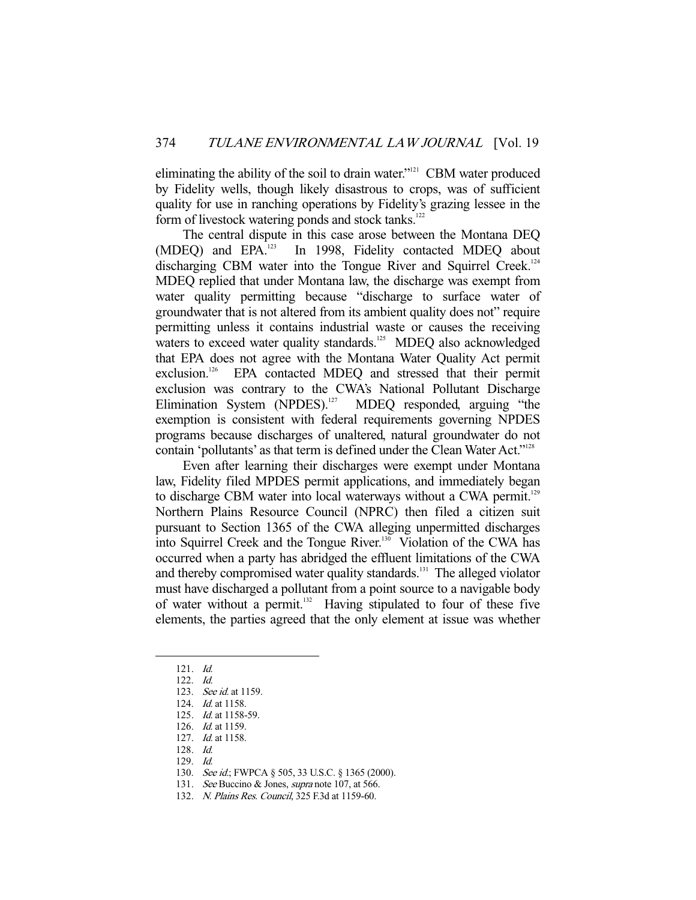eliminating the ability of the soil to drain water."[121] CBM water produced by Fidelity wells, though likely disastrous to crops, was of sufficient quality for use in ranching operations by Fidelity's grazing lessee in the form of livestock watering ponds and stock tanks.[122]

The central dispute in this case arose between the Montana DEQ (MDEQ) and EPA.[123] In 1998, Fidelity contacted MDEQ about discharging CBM water into the Tongue River and Squirrel Creek.[124] MDEQ replied that under Montana law, the discharge was exempt from water quality permitting because "discharge to surface water of groundwater that is not altered from its ambient quality does not" require permitting unless it contains industrial waste or causes the receiving waters to exceed water quality standards.[125] MDEQ also acknowledged that EPA does not agree with the Montana Water Quality Act permit exclusion.[126] EPA contacted MDEQ and stressed that their permit exclusion was contrary to the CWA's National Pollutant Discharge Elimination System (NPDES).[127] MDEQ responded, arguing "the exemption is consistent with federal requirements governing NPDES programs because discharges of unaltered, natural groundwater do not contain 'pollutants' as that term is defined under the Clean Water Act."[128]

Even after learning their discharges were exempt under Montana law, Fidelity filed MPDES permit applications, and immediately began to discharge CBM water into local waterways without a CWA permit.[129] Northern Plains Resource Council (NPRC) then filed a citizen suit pursuant to Section 1365 of the CWA alleging unpermitted discharges into Squirrel Creek and the Tongue River.[130] Violation of the CWA has occurred when a party has abridged the effluent limitations of the CWA and thereby compromised water quality standards.[131] The alleged violator must have discharged a pollutant from a point source to a navigable body of water without a permit.[132] Having stipulated to four of these five elements, the parties agreed that the only element at issue was whether

---

121. *Id.*
122. *Id.*
123. *See id.* at 1159.
124. *Id.* at 1158.
125. *Id.* at 1158-59.
126. *Id.* at 1159.
127. *Id.* at 1158.
128. *Id.*
129. *Id.*
130. *See id.*; FWPCA § 505, 33 U.S.C. § 1365 (2000).
131. *See* Buccino & Jones, *supra* note 107, at 566.
132. *N. Plains Res. Council*, 325 F.3d at 1159-60.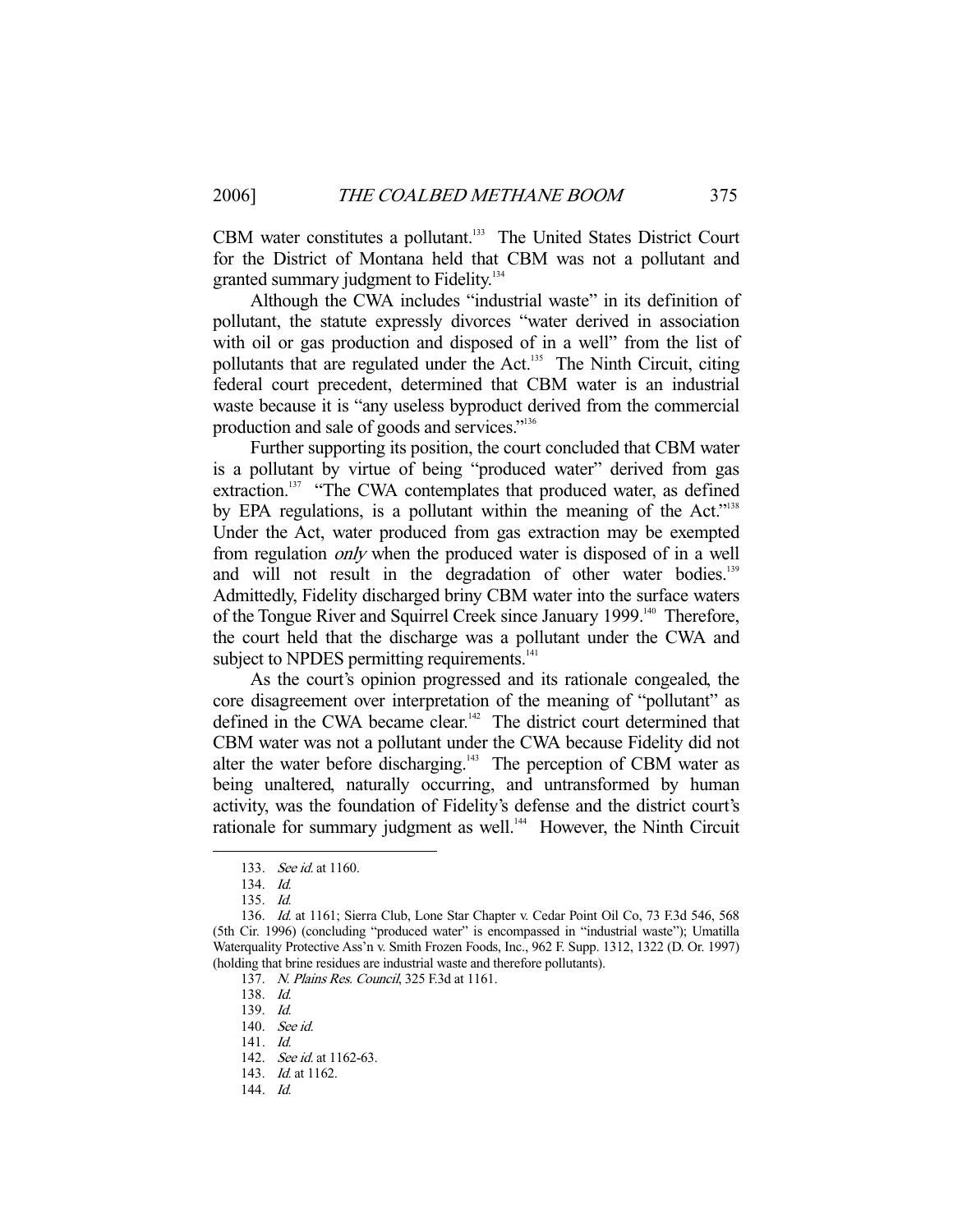CBM water constitutes a pollutant.[133] The United States District Court for the District of Montana held that CBM was not a pollutant and granted summary judgment to Fidelity.[134]

Although the CWA includes "industrial waste" in its definition of pollutant, the statute expressly divorces "water derived in association with oil or gas production and disposed of in a well" from the list of pollutants that are regulated under the Act.[135] The Ninth Circuit, citing federal court precedent, determined that CBM water is an industrial waste because it is "any useless byproduct derived from the commercial production and sale of goods and services."[136]

Further supporting its position, the court concluded that CBM water is a pollutant by virtue of being "produced water" derived from gas extraction.[137] "The CWA contemplates that produced water, as defined by EPA regulations, is a pollutant within the meaning of the Act."[138] Under the Act, water produced from gas extraction may be exempted from regulation *only* when the produced water is disposed of in a well and will not result in the degradation of other water bodies.[139] Admittedly, Fidelity discharged briny CBM water into the surface waters of the Tongue River and Squirrel Creek since January 1999.[140] Therefore, the court held that the discharge was a pollutant under the CWA and subject to NPDES permitting requirements.[141]

As the court's opinion progressed and its rationale congealed, the core disagreement over interpretation of the meaning of "pollutant" as defined in the CWA became clear.[142] The district court determined that CBM water was not a pollutant under the CWA because Fidelity did not alter the water before discharging.[143] The perception of CBM water as being unaltered, naturally occurring, and untransformed by human activity, was the foundation of Fidelity's defense and the district court's rationale for summary judgment as well.[144] However, the Ninth Circuit

---

133. *See id.* at 1160.

134. *Id.*

135. *Id.*

136. *Id.* at 1161; Sierra Club, Lone Star Chapter v. Cedar Point Oil Co, 73 F.3d 546, 568 (5th Cir. 1996) (concluding "produced water" is encompassed in "industrial waste"); Umatilla Waterquality Protective Ass'n v. Smith Frozen Foods, Inc., 962 F. Supp. 1312, 1322 (D. Or. 1997) (holding that brine residues are industrial waste and therefore pollutants).

137. *N. Plains Res. Council*, 325 F.3d at 1161.

138. *Id.*

139. *Id.*

140. *See id.*

141. *Id.*

142. *See id.* at 1162-63.

143. *Id.* at 1162.

144. *Id.*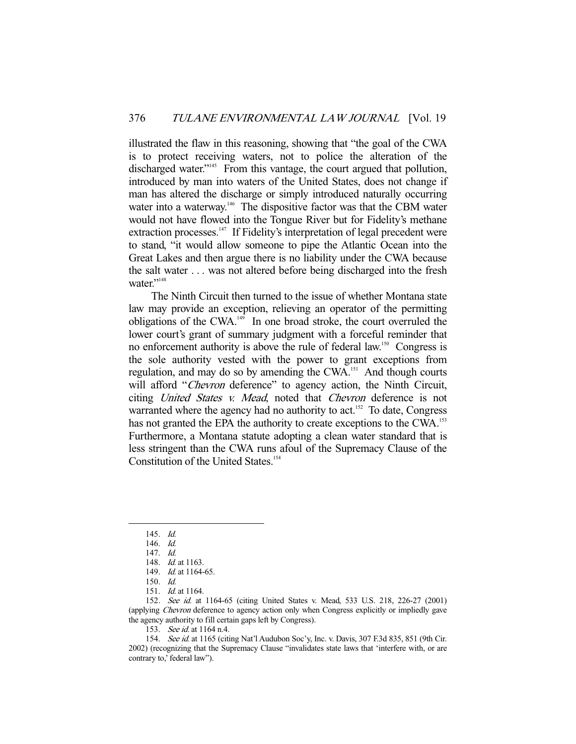illustrated the flaw in this reasoning, showing that "the goal of the CWA is to protect receiving waters, not to police the alteration of the discharged water."[145] From this vantage, the court argued that pollution, introduced by man into waters of the United States, does not change if man has altered the discharge or simply introduced naturally occurring water into a waterway.[146] The dispositive factor was that the CBM water would not have flowed into the Tongue River but for Fidelity's methane extraction processes.[147] If Fidelity's interpretation of legal precedent were to stand, "it would allow someone to pipe the Atlantic Ocean into the Great Lakes and then argue there is no liability under the CWA because the salt water . . . was not altered before being discharged into the fresh water."[148]

The Ninth Circuit then turned to the issue of whether Montana state law may provide an exception, relieving an operator of the permitting obligations of the CWA.[149] In one broad stroke, the court overruled the lower court's grant of summary judgment with a forceful reminder that no enforcement authority is above the rule of federal law.[150] Congress is the sole authority vested with the power to grant exceptions from regulation, and may do so by amending the CWA.[151] And though courts will afford "*Chevron* deference" to agency action, the Ninth Circuit, citing *United States v. Mead*, noted that *Chevron* deference is not warranted where the agency had no authority to act.[152] To date, Congress has not granted the EPA the authority to create exceptions to the CWA.[153] Furthermore, a Montana statute adopting a clean water standard that is less stringent than the CWA runs afoul of the Supremacy Clause of the Constitution of the United States.[154]

---

145. *Id.*

146. *Id.*

147. *Id.*

148. *Id.* at 1163.

149. *Id.* at 1164-65.

150. *Id.*

151. *Id.* at 1164.

152. *See id.* at 1164-65 (citing United States v. Mead, 533 U.S. 218, 226-27 (2001) (applying *Chevron* deference to agency action only when Congress explicitly or impliedly gave the agency authority to fill certain gaps left by Congress).

153. *See id.* at 1164 n.4.

154. *See id.* at 1165 (citing Nat'l Audubon Soc'y, Inc. v. Davis, 307 F.3d 835, 851 (9th Cir. 2002) (recognizing that the Supremacy Clause "invalidates state laws that 'interfere with, or are contrary to,' federal law").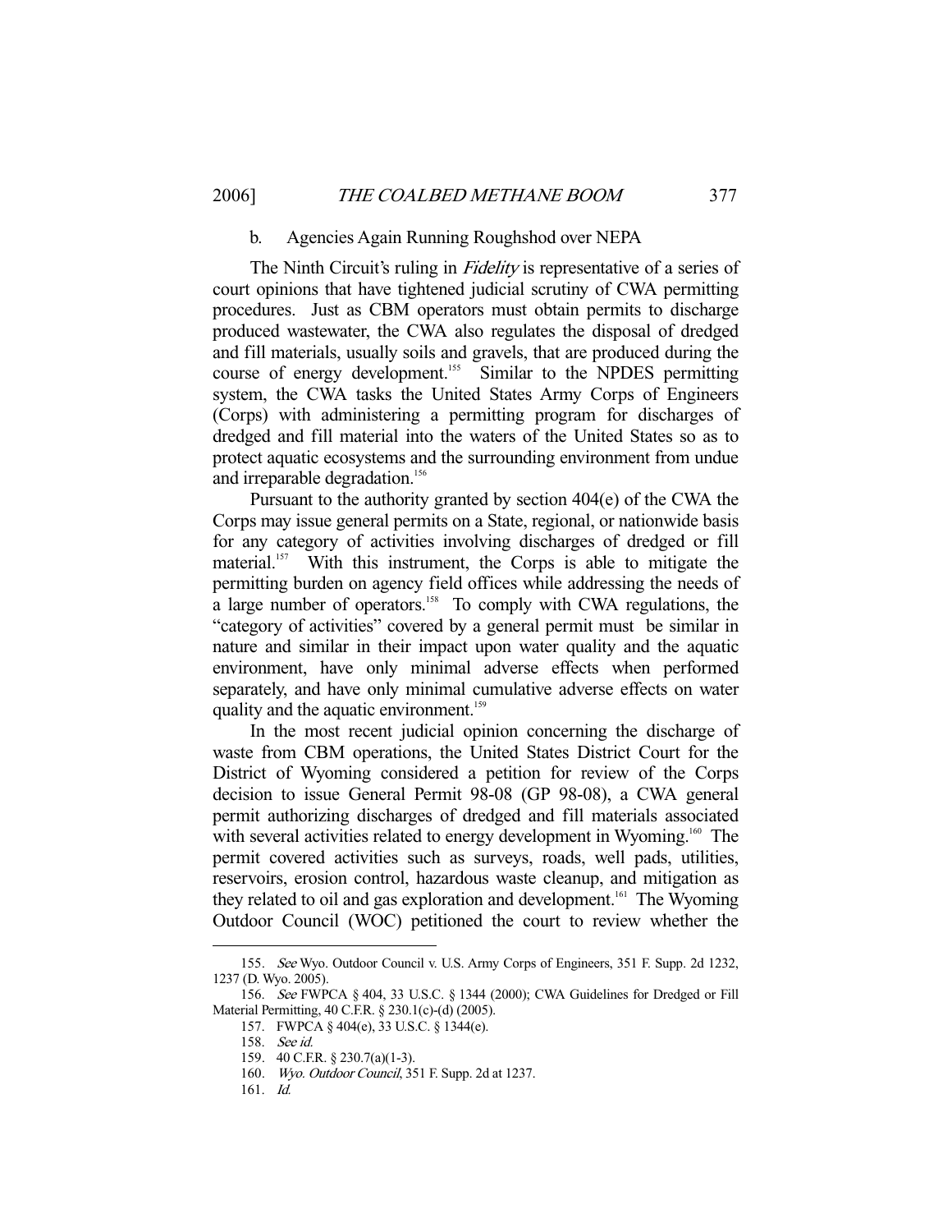### b. Agencies Again Running Roughshod over NEPA

The Ninth Circuit's ruling in *Fidelity* is representative of a series of court opinions that have tightened judicial scrutiny of CWA permitting procedures. Just as CBM operators must obtain permits to discharge produced wastewater, the CWA also regulates the disposal of dredged and fill materials, usually soils and gravels, that are produced during the course of energy development.[155] Similar to the NPDES permitting system, the CWA tasks the United States Army Corps of Engineers (Corps) with administering a permitting program for discharges of dredged and fill material into the waters of the United States so as to protect aquatic ecosystems and the surrounding environment from undue and irreparable degradation.[156]

Pursuant to the authority granted by section 404(e) of the CWA the Corps may issue general permits on a State, regional, or nationwide basis for any category of activities involving discharges of dredged or fill material.[157] With this instrument, the Corps is able to mitigate the permitting burden on agency field offices while addressing the needs of a large number of operators.[158] To comply with CWA regulations, the "category of activities" covered by a general permit must be similar in nature and similar in their impact upon water quality and the aquatic environment, have only minimal adverse effects when performed separately, and have only minimal cumulative adverse effects on water quality and the aquatic environment.[159]

In the most recent judicial opinion concerning the discharge of waste from CBM operations, the United States District Court for the District of Wyoming considered a petition for review of the Corps decision to issue General Permit 98-08 (GP 98-08), a CWA general permit authorizing discharges of dredged and fill materials associated with several activities related to energy development in Wyoming.[160] The permit covered activities such as surveys, roads, well pads, utilities, reservoirs, erosion control, hazardous waste cleanup, and mitigation as they related to oil and gas exploration and development.[161] The Wyoming Outdoor Council (WOC) petitioned the court to review whether the

---

155. *See* Wyo. Outdoor Council v. U.S. Army Corps of Engineers, 351 F. Supp. 2d 1232, 1237 (D. Wyo. 2005).

156. *See* FWPCA § 404, 33 U.S.C. § 1344 (2000); CWA Guidelines for Dredged or Fill Material Permitting, 40 C.F.R. § 230.1(c)-(d) (2005).

157. FWPCA § 404(e), 33 U.S.C. § 1344(e).

158. *See id.*

159. 40 C.F.R. § 230.7(a)(1-3).

160. *Wyo. Outdoor Council*, 351 F. Supp. 2d at 1237.

161. *Id.*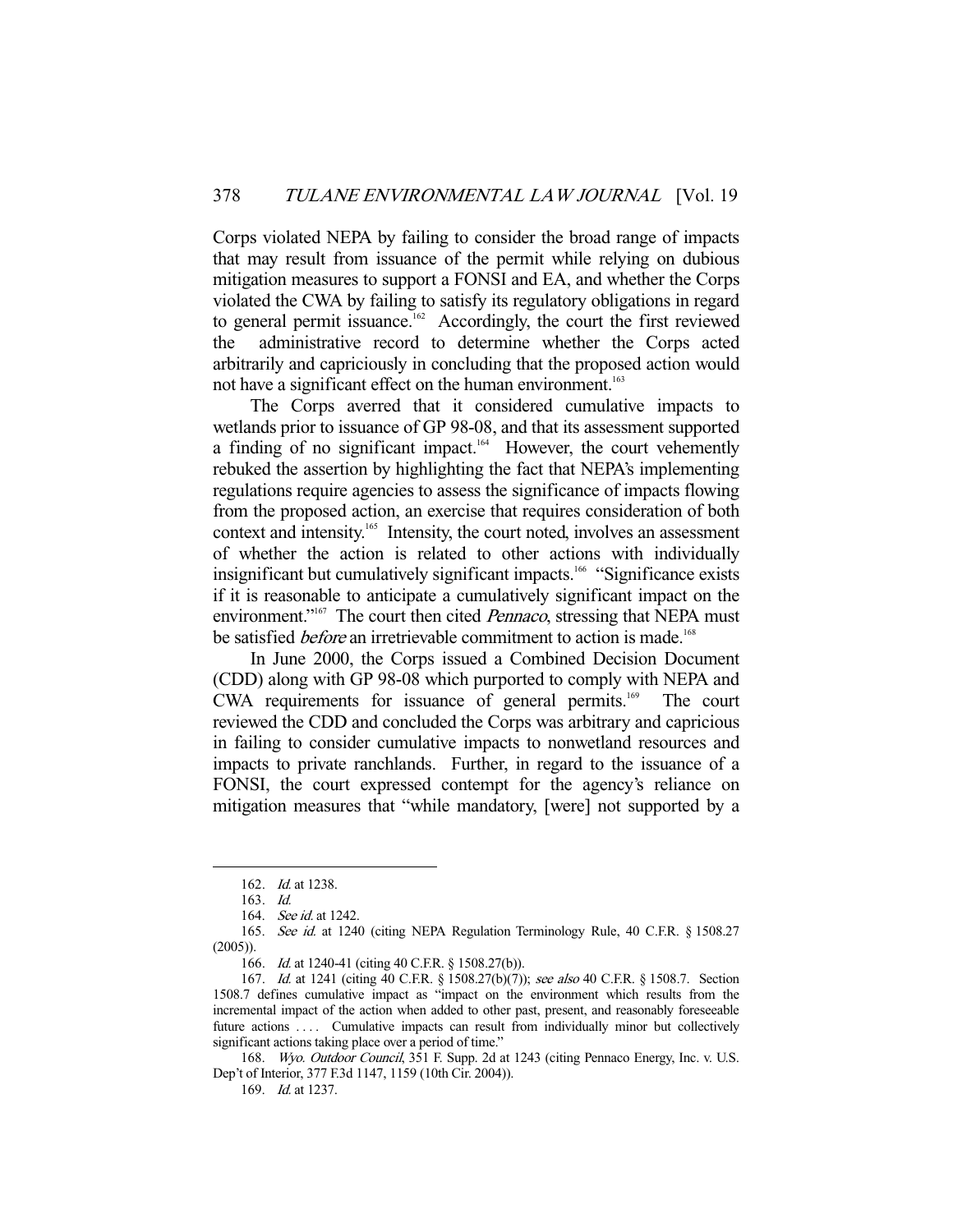Corps violated NEPA by failing to consider the broad range of impacts that may result from issuance of the permit while relying on dubious mitigation measures to support a FONSI and EA, and whether the Corps violated the CWA by failing to satisfy its regulatory obligations in regard to general permit issuance.[162] Accordingly, the court the first reviewed the administrative record to determine whether the Corps acted arbitrarily and capriciously in concluding that the proposed action would not have a significant effect on the human environment.[163]

The Corps averred that it considered cumulative impacts to wetlands prior to issuance of GP 98-08, and that its assessment supported a finding of no significant impact.[164] However, the court vehemently rebuked the assertion by highlighting the fact that NEPA's implementing regulations require agencies to assess the significance of impacts flowing from the proposed action, an exercise that requires consideration of both context and intensity.[165] Intensity, the court noted, involves an assessment of whether the action is related to other actions with individually insignificant but cumulatively significant impacts.[166] "Significance exists if it is reasonable to anticipate a cumulatively significant impact on the environment."[167] The court then cited *Pennaco*, stressing that NEPA must be satisfied *before* an irretrievable commitment to action is made.[168]

In June 2000, the Corps issued a Combined Decision Document (CDD) along with GP 98-08 which purported to comply with NEPA and CWA requirements for issuance of general permits.[169] The court reviewed the CDD and concluded the Corps was arbitrary and capricious in failing to consider cumulative impacts to nonwetland resources and impacts to private ranchlands. Further, in regard to the issuance of a FONSI, the court expressed contempt for the agency's reliance on mitigation measures that "while mandatory, [were] not supported by a

---

162. *Id.* at 1238.

163. *Id.*

164. *See id.* at 1242.

165. *See id.* at 1240 (citing NEPA Regulation Terminology Rule, 40 C.F.R. § 1508.27 (2005)).

166. *Id.* at 1240-41 (citing 40 C.F.R. § 1508.27(b)).

167. *Id.* at 1241 (citing 40 C.F.R. § 1508.27(b)(7)); *see also* 40 C.F.R. § 1508.7. Section 1508.7 defines cumulative impact as "impact on the environment which results from the incremental impact of the action when added to other past, present, and reasonably foreseeable future actions . . . . Cumulative impacts can result from individually minor but collectively significant actions taking place over a period of time."

168. *Wyo. Outdoor Council*, 351 F. Supp. 2d at 1243 (citing Pennaco Energy, Inc. v. U.S. Dep't of Interior, 377 F.3d 1147, 1159 (10th Cir. 2004)).

169. *Id.* at 1237.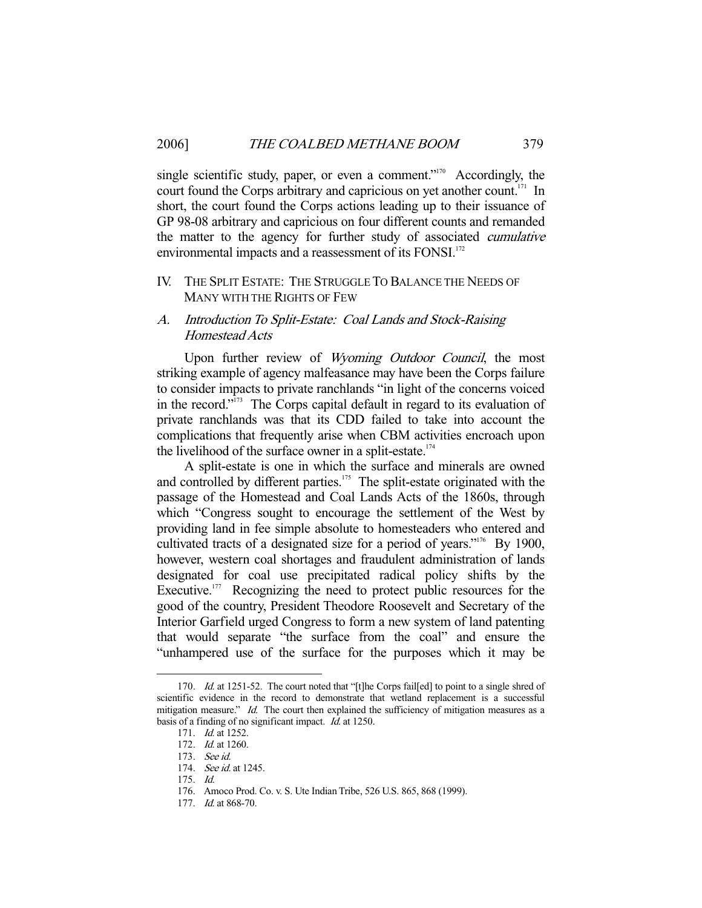single scientific study, paper, or even a comment."[170] Accordingly, the court found the Corps arbitrary and capricious on yet another count.[171] In short, the court found the Corps actions leading up to their issuance of GP 98-08 arbitrary and capricious on four different counts and remanded the matter to the agency for further study of associated *cumulative* environmental impacts and a reassessment of its FONSI.[172]

## IV. THE SPLIT ESTATE: THE STRUGGLE TO BALANCE THE NEEDS OF MANY WITH THE RIGHTS OF FEW

### A. *Introduction To Split-Estate: Coal Lands and Stock-Raising Homestead Acts*

Upon further review of *Wyoming Outdoor Council*, the most striking example of agency malfeasance may have been the Corps failure to consider impacts to private ranchlands "in light of the concerns voiced in the record."[173] The Corps capital default in regard to its evaluation of private ranchlands was that its CDD failed to take into account the complications that frequently arise when CBM activities encroach upon the livelihood of the surface owner in a split-estate.[174]

A split-estate is one in which the surface and minerals are owned and controlled by different parties.[175] The split-estate originated with the passage of the Homestead and Coal Lands Acts of the 1860s, through which "Congress sought to encourage the settlement of the West by providing land in fee simple absolute to homesteaders who entered and cultivated tracts of a designated size for a period of years."[176] By 1900, however, western coal shortages and fraudulent administration of lands designated for coal use precipitated radical policy shifts by the Executive.[177] Recognizing the need to protect public resources for the good of the country, President Theodore Roosevelt and Secretary of the Interior Garfield urged Congress to form a new system of land patenting that would separate "the surface from the coal" and ensure the "unhampered use of the surface for the purposes which it may be

---

170. *Id.* at 1251-52. The court noted that "[t]he Corps fail[ed] to point to a single shred of scientific evidence in the record to demonstrate that wetland replacement is a successful mitigation measure." *Id.* The court then explained the sufficiency of mitigation measures as a basis of a finding of no significant impact. *Id.* at 1250.

171. *Id.* at 1252.

172. *Id.* at 1260.

173. *See id.*

174. *See id.* at 1245.

175. *Id.*

176. Amoco Prod. Co. v. S. Ute Indian Tribe, 526 U.S. 865, 868 (1999).

177. *Id.* at 868-70.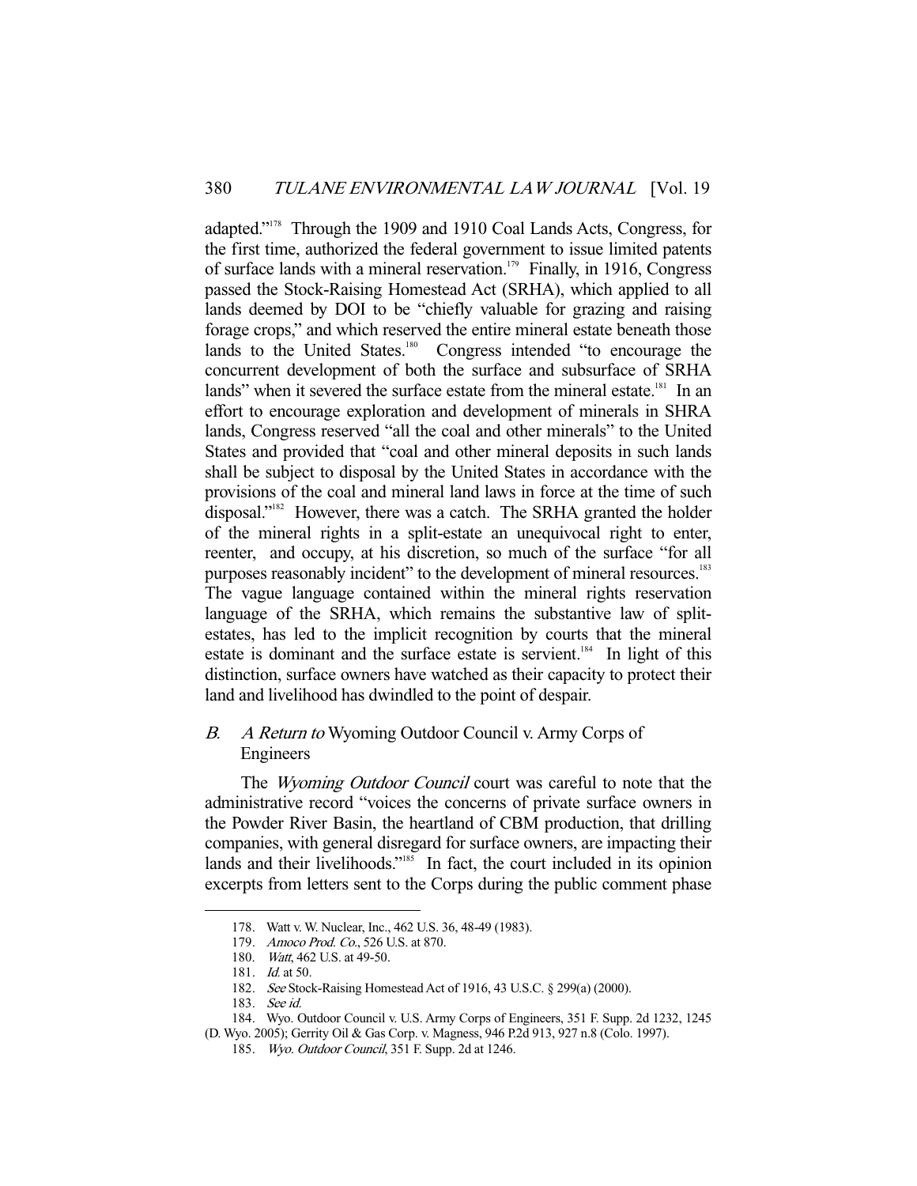adapted."[178] Through the 1909 and 1910 Coal Lands Acts, Congress, for the first time, authorized the federal government to issue limited patents of surface lands with a mineral reservation.[179] Finally, in 1916, Congress passed the Stock-Raising Homestead Act (SRHA), which applied to all lands deemed by DOI to be "chiefly valuable for grazing and raising forage crops," and which reserved the entire mineral estate beneath those lands to the United States.[180] Congress intended "to encourage the concurrent development of both the surface and subsurface of SRHA lands" when it severed the surface estate from the mineral estate.[181] In an effort to encourage exploration and development of minerals in SHRA lands, Congress reserved "all the coal and other minerals" to the United States and provided that "coal and other mineral deposits in such lands shall be subject to disposal by the United States in accordance with the provisions of the coal and mineral land laws in force at the time of such disposal."[182] However, there was a catch. The SRHA granted the holder of the mineral rights in a split-estate an unequivocal right to enter, reenter, and occupy, at his discretion, so much of the surface "for all purposes reasonably incident" to the development of mineral resources.[183] The vague language contained within the mineral rights reservation language of the SRHA, which remains the substantive law of split-estates, has led to the implicit recognition by courts that the mineral estate is dominant and the surface estate is servient.[184] In light of this distinction, surface owners have watched as their capacity to protect their land and livelihood has dwindled to the point of despair.

### *B. A Return to* Wyoming Outdoor Council v. Army Corps of Engineers

The *Wyoming Outdoor Council* court was careful to note that the administrative record "voices the concerns of private surface owners in the Powder River Basin, the heartland of CBM production, that drilling companies, with general disregard for surface owners, are impacting their lands and their livelihoods."[185] In fact, the court included in its opinion excerpts from letters sent to the Corps during the public comment phase

---

178. Watt v. W. Nuclear, Inc., 462 U.S. 36, 48-49 (1983).

179. *Amoco Prod. Co.*, 526 U.S. at 870.

180. *Watt*, 462 U.S. at 49-50.

181. *Id.* at 50.

182. *See* Stock-Raising Homestead Act of 1916, 43 U.S.C. § 299(a) (2000).

183. *See id.*

184. Wyo. Outdoor Council v. U.S. Army Corps of Engineers, 351 F. Supp. 2d 1232, 1245 (D. Wyo. 2005); Gerrity Oil & Gas Corp. v. Magness, 946 P.2d 913, 927 n.8 (Colo. 1997).

185. *Wyo. Outdoor Council*, 351 F. Supp. 2d at 1246.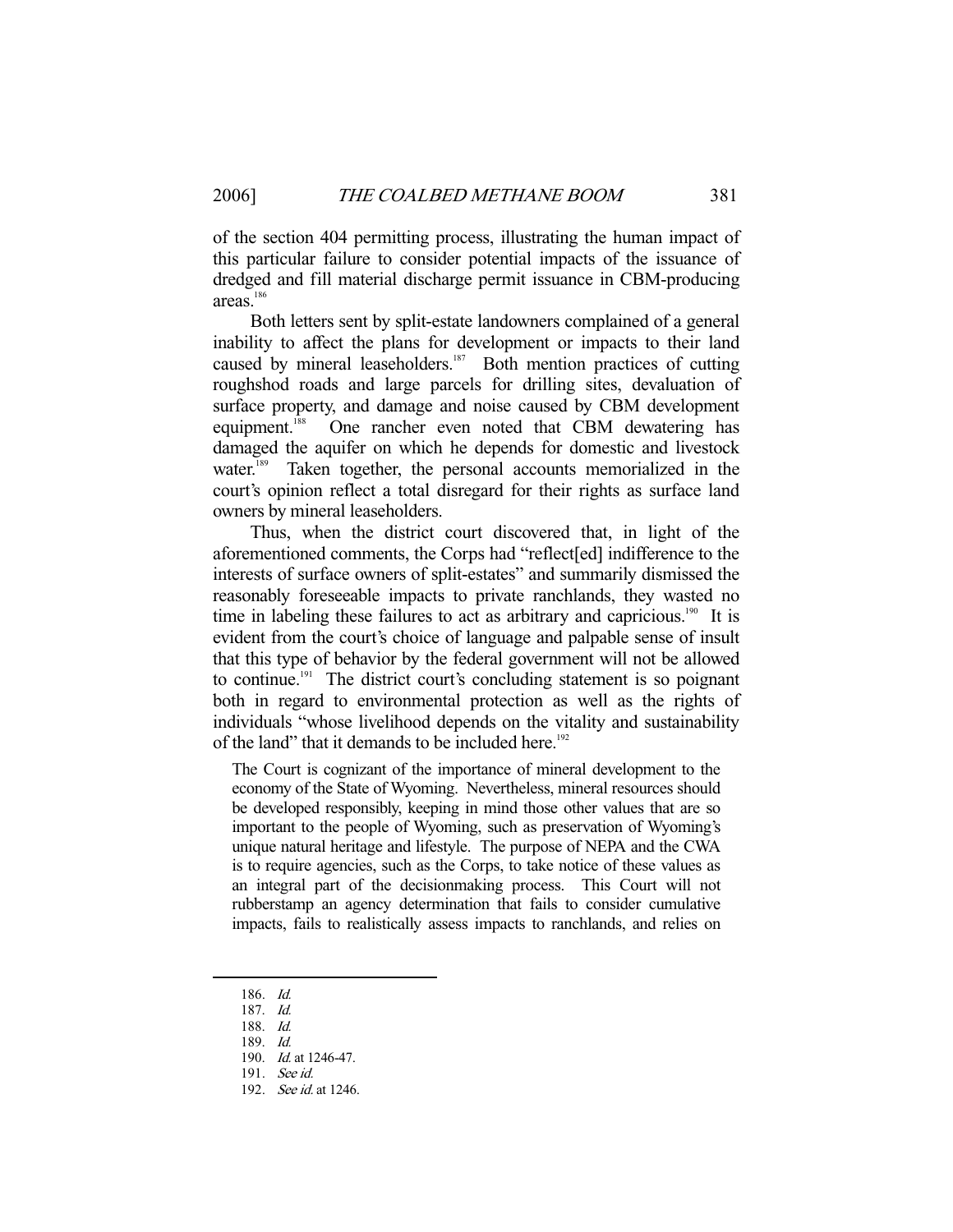of the section 404 permitting process, illustrating the human impact of this particular failure to consider potential impacts of the issuance of dredged and fill material discharge permit issuance in CBM-producing areas.[186]

Both letters sent by split-estate landowners complained of a general inability to affect the plans for development or impacts to their land caused by mineral leaseholders.[187] Both mention practices of cutting roughshod roads and large parcels for drilling sites, devaluation of surface property, and damage and noise caused by CBM development equipment.[188] One rancher even noted that CBM dewatering has damaged the aquifer on which he depends for domestic and livestock water.[189] Taken together, the personal accounts memorialized in the court's opinion reflect a total disregard for their rights as surface land owners by mineral leaseholders.

Thus, when the district court discovered that, in light of the aforementioned comments, the Corps had "reflect[ed] indifference to the interests of surface owners of split-estates" and summarily dismissed the reasonably foreseeable impacts to private ranchlands, they wasted no time in labeling these failures to act as arbitrary and capricious.[190] It is evident from the court's choice of language and palpable sense of insult that this type of behavior by the federal government will not be allowed to continue.[191] The district court's concluding statement is so poignant both in regard to environmental protection as well as the rights of individuals "whose livelihood depends on the vitality and sustainability of the land" that it demands to be included here.[192]

> The Court is cognizant of the importance of mineral development to the economy of the State of Wyoming. Nevertheless, mineral resources should be developed responsibly, keeping in mind those other values that are so important to the people of Wyoming, such as preservation of Wyoming's unique natural heritage and lifestyle. The purpose of NEPA and the CWA is to require agencies, such as the Corps, to take notice of these values as an integral part of the decisionmaking process. This Court will not rubberstamp an agency determination that fails to consider cumulative impacts, fails to realistically assess impacts to ranchlands, and relies on

---

186. *Id.*
187. *Id.*
188. *Id.*
189. *Id.*
190. *Id.* at 1246-47.
191. *See id.*
192. *See id.* at 1246.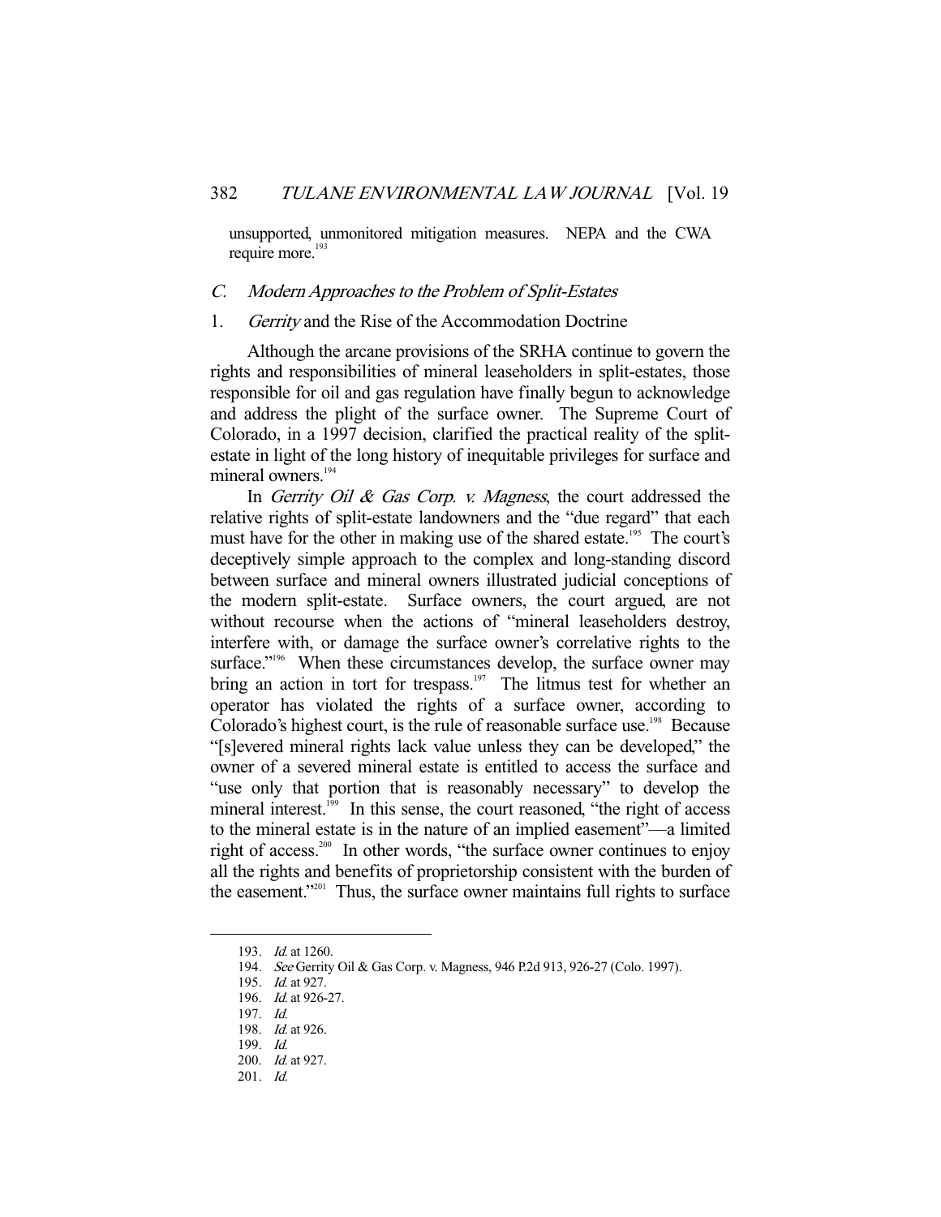unsupported, unmonitored mitigation measures. NEPA and the CWA require more.[193]

### C. *Modern Approaches to the Problem of Split-Estates*

#### 1. *Gerrity* and the Rise of the Accommodation Doctrine

Although the arcane provisions of the SRHA continue to govern the rights and responsibilities of mineral leaseholders in split-estates, those responsible for oil and gas regulation have finally begun to acknowledge and address the plight of the surface owner. The Supreme Court of Colorado, in a 1997 decision, clarified the practical reality of the split-estate in light of the long history of inequitable privileges for surface and mineral owners.[194]

In *Gerrity Oil & Gas Corp. v. Magness*, the court addressed the relative rights of split-estate landowners and the "due regard" that each must have for the other in making use of the shared estate.[195] The court's deceptively simple approach to the complex and long-standing discord between surface and mineral owners illustrated judicial conceptions of the modern split-estate. Surface owners, the court argued, are not without recourse when the actions of "mineral leaseholders destroy, interfere with, or damage the surface owner's correlative rights to the surface."[196] When these circumstances develop, the surface owner may bring an action in tort for trespass.[197] The litmus test for whether an operator has violated the rights of a surface owner, according to Colorado's highest court, is the rule of reasonable surface use.[198] Because "[s]evered mineral rights lack value unless they can be developed," the owner of a severed mineral estate is entitled to access the surface and "use only that portion that is reasonably necessary" to develop the mineral interest.[199] In this sense, the court reasoned, "the right of access to the mineral estate is in the nature of an implied easement"—a limited right of access.[200] In other words, "the surface owner continues to enjoy all the rights and benefits of proprietorship consistent with the burden of the easement."[201] Thus, the surface owner maintains full rights to surface

---

193. *Id.* at 1260.
194. *See* Gerrity Oil & Gas Corp. v. Magness, 946 P.2d 913, 926-27 (Colo. 1997).
195. *Id.* at 927.
196. *Id.* at 926-27.
197. *Id.*
198. *Id.* at 926.
199. *Id.*
200. *Id.* at 927.
201. *Id.*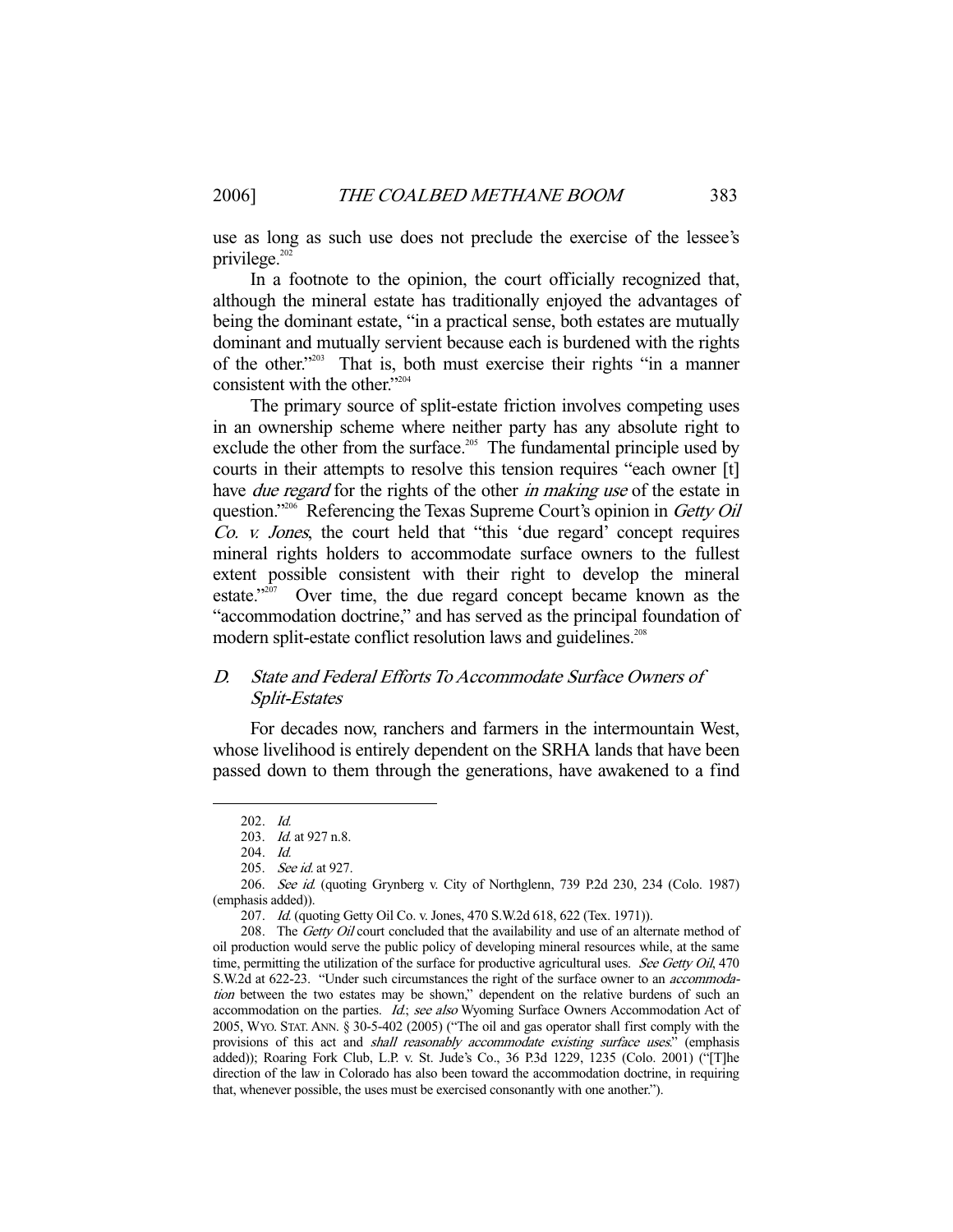use as long as such use does not preclude the exercise of the lessee's privilege.[202]

In a footnote to the opinion, the court officially recognized that, although the mineral estate has traditionally enjoyed the advantages of being the dominant estate, "in a practical sense, both estates are mutually dominant and mutually servient because each is burdened with the rights of the other."[203] That is, both must exercise their rights "in a manner consistent with the other."[204]

The primary source of split-estate friction involves competing uses in an ownership scheme where neither party has any absolute right to exclude the other from the surface.[205] The fundamental principle used by courts in their attempts to resolve this tension requires "each owner [t] have *due regard* for the rights of the other *in making use* of the estate in question."[206] Referencing the Texas Supreme Court's opinion in *Getty Oil Co. v. Jones*, the court held that "this 'due regard' concept requires mineral rights holders to accommodate surface owners to the fullest extent possible consistent with their right to develop the mineral estate."[207] Over time, the due regard concept became known as the "accommodation doctrine," and has served as the principal foundation of modern split-estate conflict resolution laws and guidelines.[208]

### D. *State and Federal Efforts To Accommodate Surface Owners of Split-Estates*

For decades now, ranchers and farmers in the intermountain West, whose livelihood is entirely dependent on the SRHA lands that have been passed down to them through the generations, have awakened to a find

---

202. *Id.*

203. *Id.* at 927 n.8.

204. *Id.*

205. *See id.* at 927.

206. *See id.* (quoting Grynberg v. City of Northglenn, 739 P.2d 230, 234 (Colo. 1987) (emphasis added)).

207. *Id.* (quoting Getty Oil Co. v. Jones, 470 S.W.2d 618, 622 (Tex. 1971)).

208. The *Getty Oil* court concluded that the availability and use of an alternate method of oil production would serve the public policy of developing mineral resources while, at the same time, permitting the utilization of the surface for productive agricultural uses. *See Getty Oil*, 470 S.W.2d at 622-23. "Under such circumstances the right of the surface owner to an *accommodation* between the two estates may be shown," dependent on the relative burdens of such an accommodation on the parties. *Id.*; *see also* Wyoming Surface Owners Accommodation Act of 2005, WYO. STAT. ANN. § 30-5-402 (2005) ("The oil and gas operator shall first comply with the provisions of this act and *shall reasonably accommodate existing surface uses*." (emphasis added)); Roaring Fork Club, L.P. v. St. Jude's Co., 36 P.3d 1229, 1235 (Colo. 2001) ("[T]he direction of the law in Colorado has also been toward the accommodation doctrine, in requiring that, whenever possible, the uses must be exercised consonantly with one another.").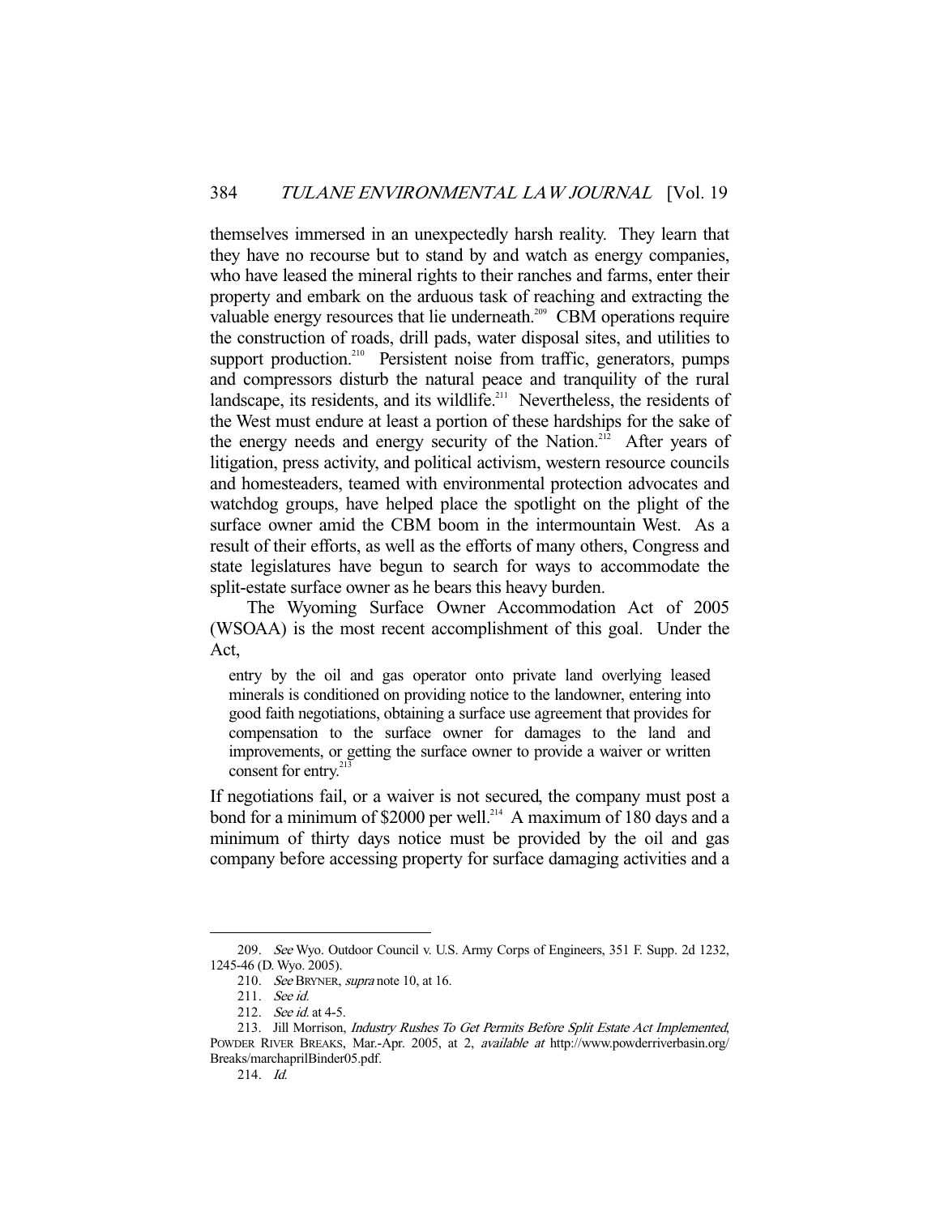themselves immersed in an unexpectedly harsh reality. They learn that they have no recourse but to stand by and watch as energy companies, who have leased the mineral rights to their ranches and farms, enter their property and embark on the arduous task of reaching and extracting the valuable energy resources that lie underneath.[209] CBM operations require the construction of roads, drill pads, water disposal sites, and utilities to support production.[210] Persistent noise from traffic, generators, pumps and compressors disturb the natural peace and tranquility of the rural landscape, its residents, and its wildlife.[211] Nevertheless, the residents of the West must endure at least a portion of these hardships for the sake of the energy needs and energy security of the Nation.[212] After years of litigation, press activity, and political activism, western resource councils and homesteaders, teamed with environmental protection advocates and watchdog groups, have helped place the spotlight on the plight of the surface owner amid the CBM boom in the intermountain West. As a result of their efforts, as well as the efforts of many others, Congress and state legislatures have begun to search for ways to accommodate the split-estate surface owner as he bears this heavy burden.

The Wyoming Surface Owner Accommodation Act of 2005 (WSOAA) is the most recent accomplishment of this goal. Under the Act,

> entry by the oil and gas operator onto private land overlying leased minerals is conditioned on providing notice to the landowner, entering into good faith negotiations, obtaining a surface use agreement that provides for compensation to the surface owner for damages to the land and improvements, or getting the surface owner to provide a waiver or written consent for entry.[213]

If negotiations fail, or a waiver is not secured, the company must post a bond for a minimum of $2000 per well.[214] A maximum of 180 days and a minimum of thirty days notice must be provided by the oil and gas company before accessing property for surface damaging activities and a

---

209. *See* Wyo. Outdoor Council v. U.S. Army Corps of Engineers, 351 F. Supp. 2d 1232, 1245-46 (D. Wyo. 2005).

210. *See* BRYNER, *supra* note 10, at 16.

211. *See id.*

212. *See id.* at 4-5.

213. Jill Morrison, *Industry Rushes To Get Permits Before Split Estate Act Implemented*, POWDER RIVER BREAKS, Mar.-Apr. 2005, at 2, *available at* http://www.powderriverbasin.org/Breaks/marchaprilBinder05.pdf.

214. *Id.*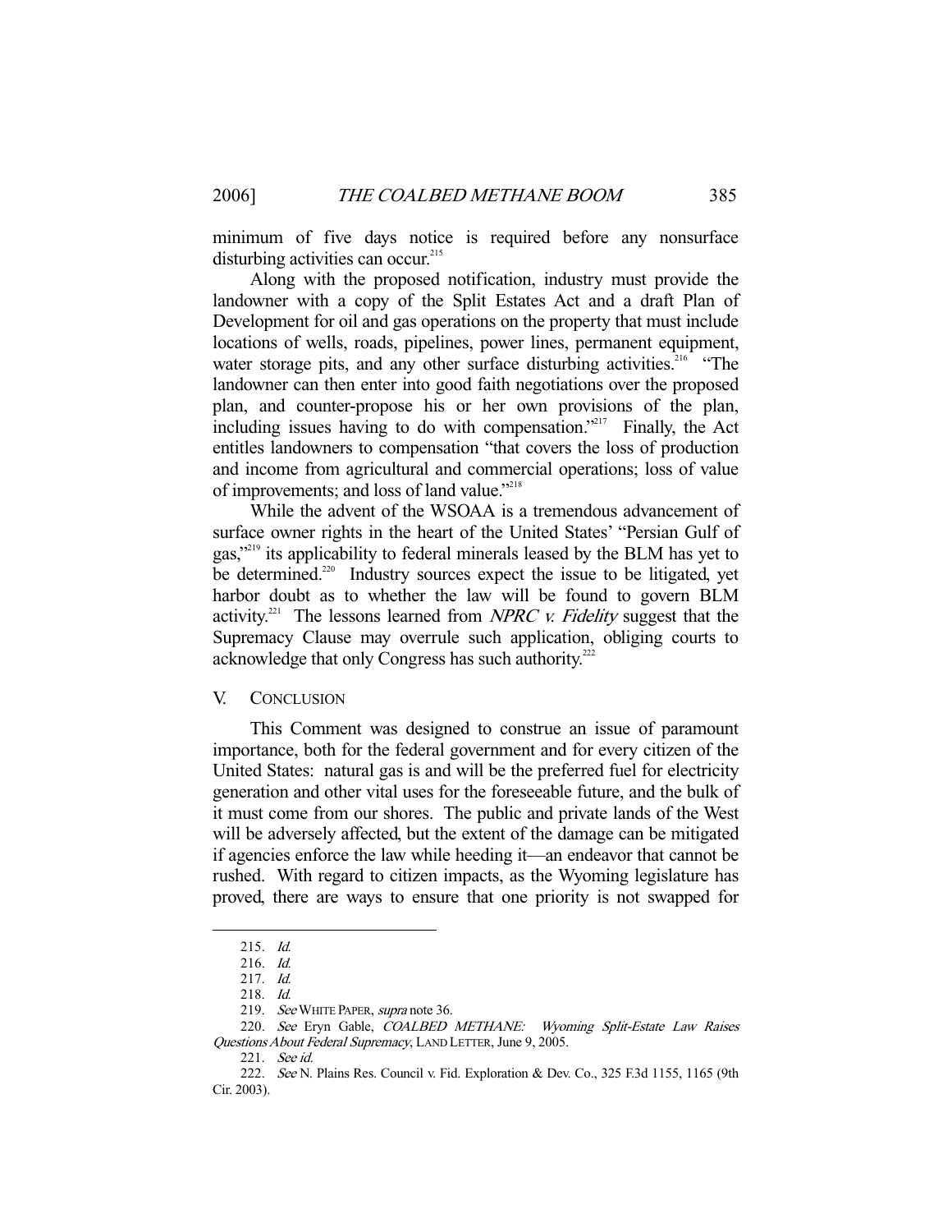minimum of five days notice is required before any nonsurface disturbing activities can occur.[215]

Along with the proposed notification, industry must provide the landowner with a copy of the Split Estates Act and a draft Plan of Development for oil and gas operations on the property that must include locations of wells, roads, pipelines, power lines, permanent equipment, water storage pits, and any other surface disturbing activities.[216] "The landowner can then enter into good faith negotiations over the proposed plan, and counter-propose his or her own provisions of the plan, including issues having to do with compensation."[217] Finally, the Act entitles landowners to compensation "that covers the loss of production and income from agricultural and commercial operations; loss of value of improvements; and loss of land value."[218]

While the advent of the WSOAA is a tremendous advancement of surface owner rights in the heart of the United States' "Persian Gulf of gas,"[219] its applicability to federal minerals leased by the BLM has yet to be determined.[220] Industry sources expect the issue to be litigated, yet harbor doubt as to whether the law will be found to govern BLM activity.[221] The lessons learned from *NPRC v. Fidelity* suggest that the Supremacy Clause may overrule such application, obliging courts to acknowledge that only Congress has such authority.[222]

## V. CONCLUSION

This Comment was designed to construe an issue of paramount importance, both for the federal government and for every citizen of the United States: natural gas is and will be the preferred fuel for electricity generation and other vital uses for the foreseeable future, and the bulk of it must come from our shores. The public and private lands of the West will be adversely affected, but the extent of the damage can be mitigated if agencies enforce the law while heeding it—an endeavor that cannot be rushed. With regard to citizen impacts, as the Wyoming legislature has proved, there are ways to ensure that one priority is not swapped for

---

215. *Id.*

216. *Id.*

217. *Id.*

218. *Id.*

219. *See* WHITE PAPER, *supra* note 36.

220. *See* Eryn Gable, *COALBED METHANE: Wyoming Split-Estate Law Raises Questions About Federal Supremacy*, LAND LETTER, June 9, 2005.

221. *See id.*

222. *See* N. Plains Res. Council v. Fid. Exploration & Dev. Co., 325 F.3d 1155, 1165 (9th Cir. 2003).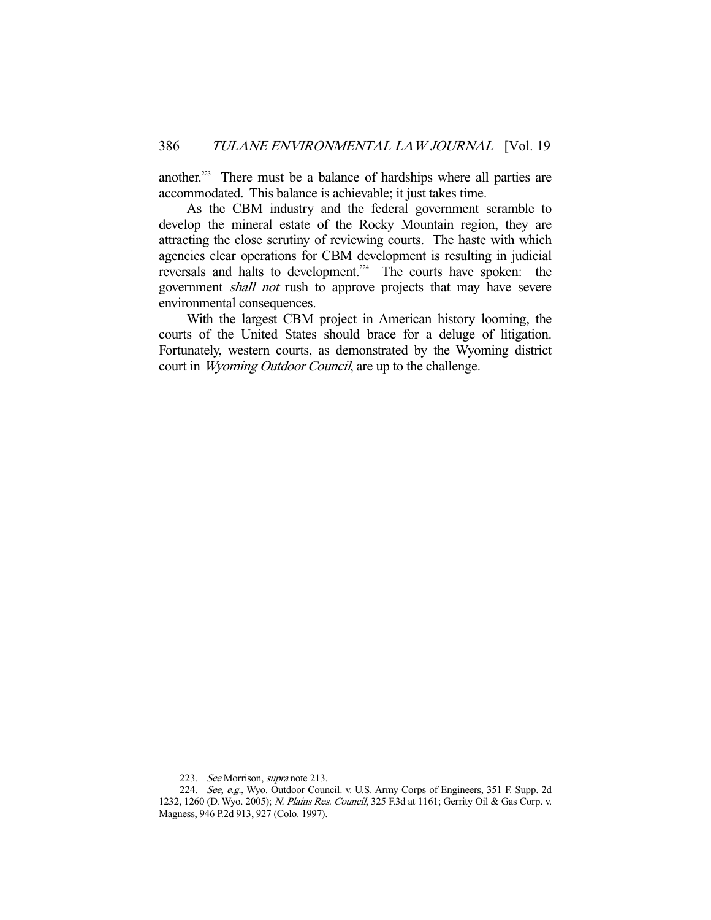another.[223] There must be a balance of hardships where all parties are accommodated. This balance is achievable; it just takes time.

As the CBM industry and the federal government scramble to develop the mineral estate of the Rocky Mountain region, they are attracting the close scrutiny of reviewing courts. The haste with which agencies clear operations for CBM development is resulting in judicial reversals and halts to development.[224] The courts have spoken: the government *shall not* rush to approve projects that may have severe environmental consequences.

With the largest CBM project in American history looming, the courts of the United States should brace for a deluge of litigation. Fortunately, western courts, as demonstrated by the Wyoming district court in *Wyoming Outdoor Council*, are up to the challenge.

---

223. *See* Morrison, *supra* note 213.

224. *See, e.g.*, Wyo. Outdoor Council. v. U.S. Army Corps of Engineers, 351 F. Supp. 2d 1232, 1260 (D. Wyo. 2005); *N. Plains Res. Council*, 325 F.3d at 1161; Gerrity Oil & Gas Corp. v. Magness, 946 P.2d 913, 927 (Colo. 1997).